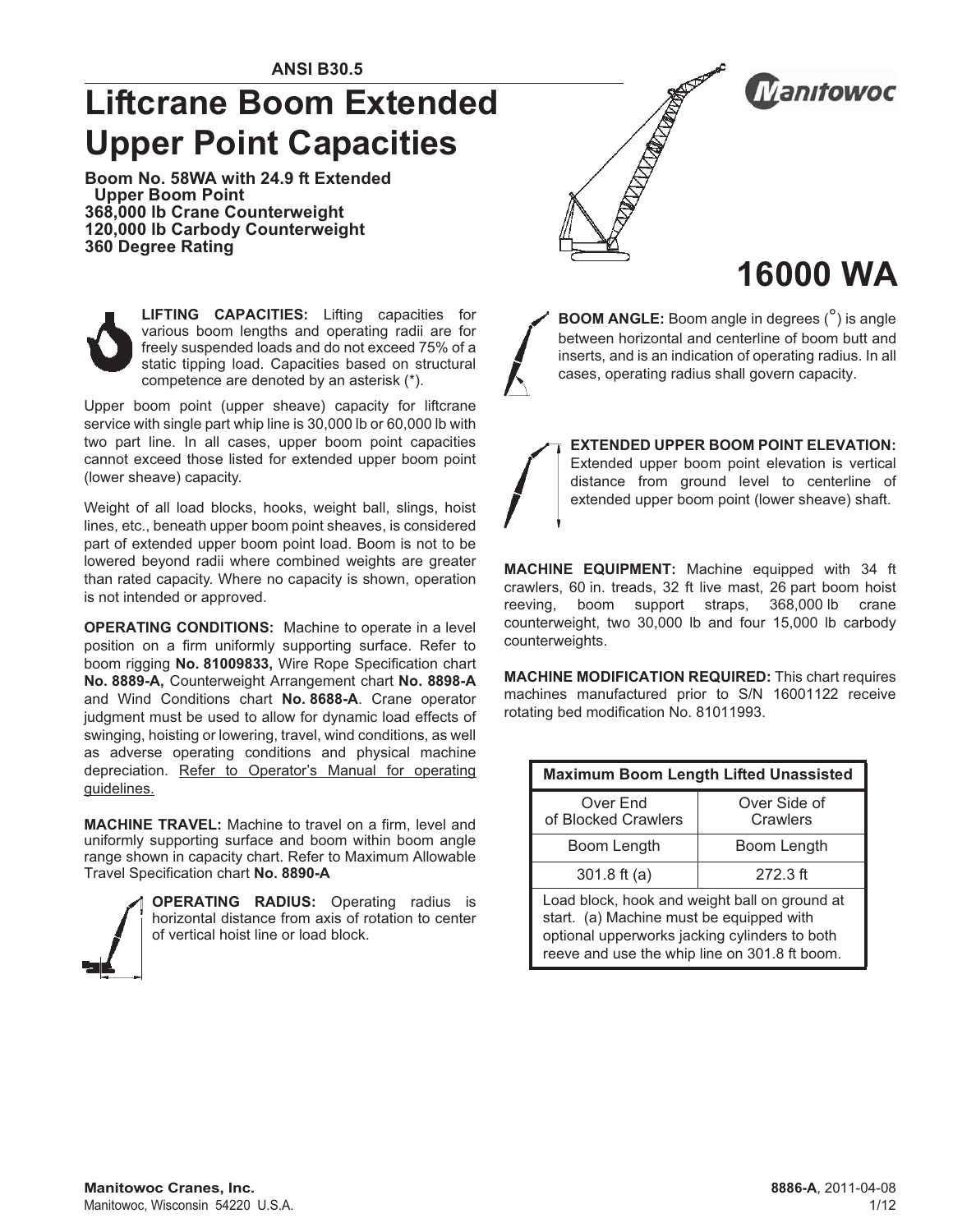ANSI B30.5

# Liftcrane Boom Extended Upper Point Capacities

**Boom No. 58WA with 24.9 ft Extended Upper Boom Point**
**368,000 lb Crane Counterweight**
**120,000 lb Carbody Counterweight**
**360 Degree Rating**

Manitowoc

## 16000 WA

**LIFTING CAPACITIES:** Lifting capacities for various boom lengths and operating radii are for freely suspended loads and do not exceed 75% of a static tipping load. Capacities based on structural competence are denoted by an asterisk (*).

Upper boom point (upper sheave) capacity for liftcrane service with single part whip line is 30,000 lb or 60,000 lb with two part line. In all cases, upper boom point capacities cannot exceed those listed for extended upper boom point (lower sheave) capacity.

Weight of all load blocks, hooks, weight ball, slings, hoist lines, etc., beneath upper boom point sheaves, is considered part of extended upper boom point load. Boom is not to be lowered beyond radii where combined weights are greater than rated capacity. Where no capacity is shown, operation is not intended or approved.

**OPERATING CONDITIONS:** Machine to operate in a level position on a firm uniformly supporting surface. Refer to boom rigging **No. 81009833,** Wire Rope Specification chart **No. 8889-A,** Counterweight Arrangement chart **No. 8898-A** and Wind Conditions chart **No. 8688-A**. Crane operator judgment must be used to allow for dynamic load effects of swinging, hoisting or lowering, travel, wind conditions, as well as adverse operating conditions and physical machine depreciation. Refer to Operator's Manual for operating guidelines.

**MACHINE TRAVEL:** Machine to travel on a firm, level and uniformly supporting surface and boom within boom angle range shown in capacity chart. Refer to Maximum Allowable Travel Specification chart **No. 8890-A**

**OPERATING RADIUS:** Operating radius is horizontal distance from axis of rotation to center of vertical hoist line or load block.

**BOOM ANGLE:** Boom angle in degrees (°) is angle between horizontal and centerline of boom butt and inserts, and is an indication of operating radius. In all cases, operating radius shall govern capacity.

**EXTENDED UPPER BOOM POINT ELEVATION:** Extended upper boom point elevation is vertical distance from ground level to centerline of extended upper boom point (lower sheave) shaft.

**MACHINE EQUIPMENT:** Machine equipped with 34 ft crawlers, 60 in. treads, 32 ft live mast, 26 part boom hoist reeving, boom support straps, 368,000 lb crane counterweight, two 30,000 lb and four 15,000 lb carbody counterweights.

**MACHINE MODIFICATION REQUIRED:** This chart requires machines manufactured prior to S/N 16001122 receive rotating bed modification No. 81011993.

| Maximum Boom Length Lifted Unassisted | |
|---|---|
| Over End of Blocked Crawlers | Over Side of Crawlers |
| Boom Length | Boom Length |
| 301.8 ft (a) | 272.3 ft |
| Load block, hook and weight ball on ground at start. (a) Machine must be equipped with optional upperworks jacking cylinders to both reeve and use the whip line on 301.8 ft boom. | |

**Manitowoc Cranes, Inc.**
Manitowoc, Wisconsin 54220 U.S.A.

**8886-A**, 2011-04-08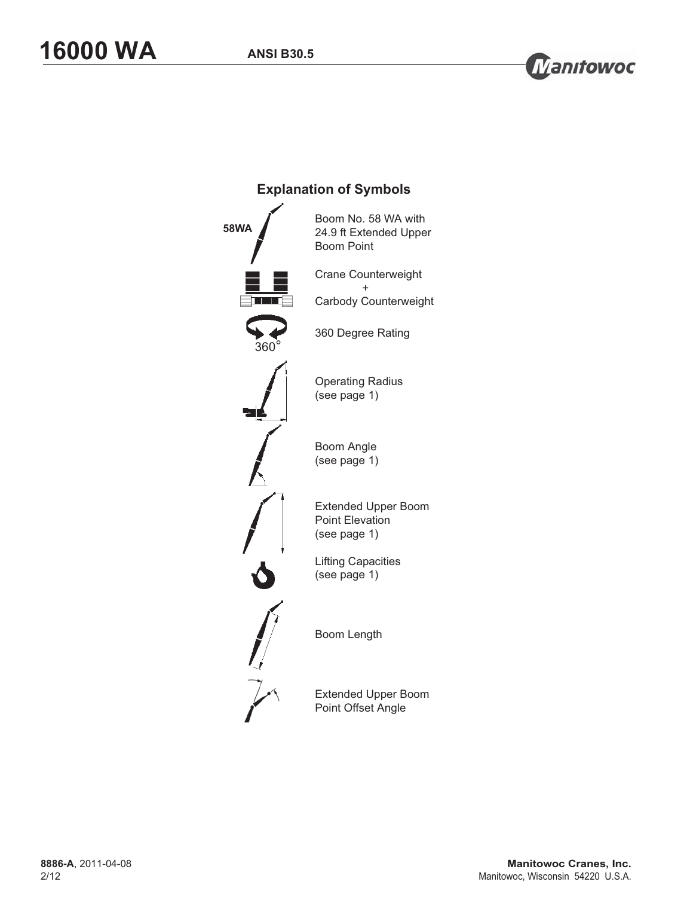## Explanation of Symbols

| Symbol | Description |
|---|---|
| 58WA | Boom No. 58 WA with 24.9 ft Extended Upper Boom Point |
| | Crane Counterweight + Carbody Counterweight |
| 360° | 360 Degree Rating |
| | Operating Radius (see page 1) |
| | Boom Angle (see page 1) |
| | Extended Upper Boom Point Elevation (see page 1) |
| | Lifting Capacities (see page 1) |
| | Boom Length |
| | Extended Upper Boom Point Offset Angle |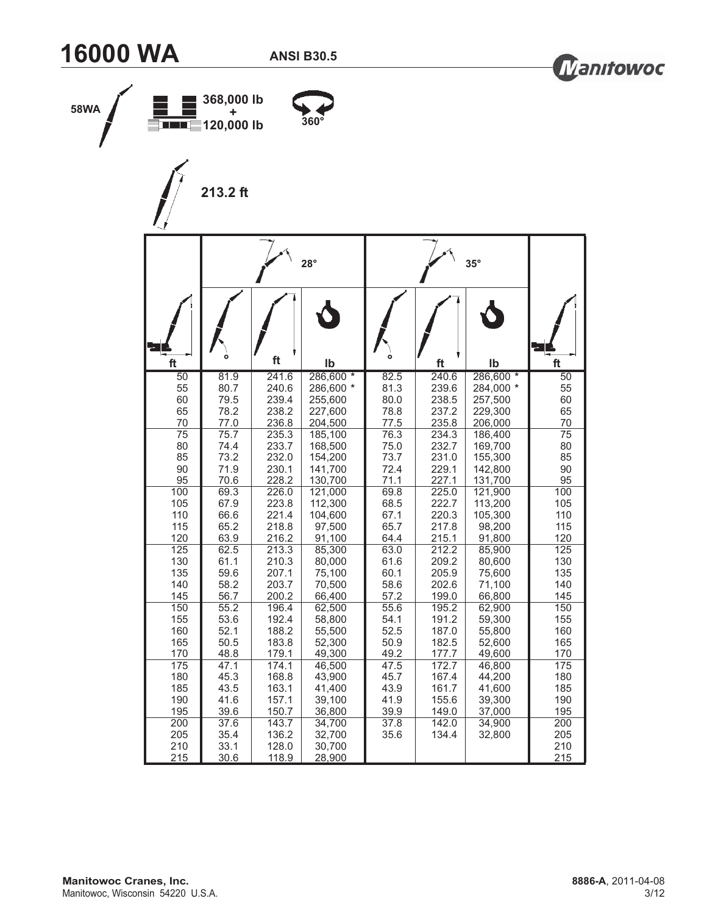# 16000 WA

**ANSI B30.5**

58WA

368,000 lb + 120,000 lb

360°

213.2 ft

| ft | 28° ° | 28° ft | 28° lb | 35° ° | 35° ft | 35° lb | ft |
|---|---|---|---|---|---|---|---|
| 50 | 81.9 | 241.6 | 286,600 * | 82.5 | 240.6 | 286,600 * | 50 |
| 55 | 80.7 | 240.6 | 286,600 * | 81.3 | 239.6 | 284,000 * | 55 |
| 60 | 79.5 | 239.4 | 255,600 | 80.0 | 238.5 | 257,500 | 60 |
| 65 | 78.2 | 238.2 | 227,600 | 78.8 | 237.2 | 229,300 | 65 |
| 70 | 77.0 | 236.8 | 204,500 | 77.5 | 235.8 | 206,000 | 70 |
| 75 | 75.7 | 235.3 | 185,100 | 76.3 | 234.3 | 186,400 | 75 |
| 80 | 74.4 | 233.7 | 168,500 | 75.0 | 232.7 | 169,700 | 80 |
| 85 | 73.2 | 232.0 | 154,200 | 73.7 | 231.0 | 155,300 | 85 |
| 90 | 71.9 | 230.1 | 141,700 | 72.4 | 229.1 | 142,800 | 90 |
| 95 | 70.6 | 228.2 | 130,700 | 71.1 | 227.1 | 131,700 | 95 |
| 100 | 69.3 | 226.0 | 121,000 | 69.8 | 225.0 | 121,900 | 100 |
| 105 | 67.9 | 223.8 | 112,300 | 68.5 | 222.7 | 113,200 | 105 |
| 110 | 66.6 | 221.4 | 104,600 | 67.1 | 220.3 | 105,300 | 110 |
| 115 | 65.2 | 218.8 | 97,500 | 65.7 | 217.8 | 98,200 | 115 |
| 120 | 63.9 | 216.2 | 91,100 | 64.4 | 215.1 | 91,800 | 120 |
| 125 | 62.5 | 213.3 | 85,300 | 63.0 | 212.2 | 85,900 | 125 |
| 130 | 61.1 | 210.3 | 80,000 | 61.6 | 209.2 | 80,600 | 130 |
| 135 | 59.6 | 207.1 | 75,100 | 60.1 | 205.9 | 75,600 | 135 |
| 140 | 58.2 | 203.7 | 70,500 | 58.6 | 202.6 | 71,100 | 140 |
| 145 | 56.7 | 200.2 | 66,400 | 57.2 | 199.0 | 66,800 | 145 |
| 150 | 55.2 | 196.4 | 62,500 | 55.6 | 195.2 | 62,900 | 150 |
| 155 | 53.6 | 192.4 | 58,800 | 54.1 | 191.2 | 59,300 | 155 |
| 160 | 52.1 | 188.2 | 55,500 | 52.5 | 187.0 | 55,800 | 160 |
| 165 | 50.5 | 183.8 | 52,300 | 50.9 | 182.5 | 52,600 | 165 |
| 170 | 48.8 | 179.1 | 49,300 | 49.2 | 177.7 | 49,600 | 170 |
| 175 | 47.1 | 174.1 | 46,500 | 47.5 | 172.7 | 46,800 | 175 |
| 180 | 45.3 | 168.8 | 43,900 | 45.7 | 167.4 | 44,200 | 180 |
| 185 | 43.5 | 163.1 | 41,400 | 43.9 | 161.7 | 41,600 | 185 |
| 190 | 41.6 | 157.1 | 39,100 | 41.9 | 155.6 | 39,300 | 190 |
| 195 | 39.6 | 150.7 | 36,800 | 39.9 | 149.0 | 37,000 | 195 |
| 200 | 37.6 | 143.7 | 34,700 | 37.8 | 142.0 | 34,900 | 200 |
| 205 | 35.4 | 136.2 | 32,700 | 35.6 | 134.4 | 32,800 | 205 |
| 210 | 33.1 | 128.0 | 30,700 | | | | 210 |
| 215 | 30.6 | 118.9 | 28,900 | | | | 215 |

**Manitowoc Cranes, Inc.**
Manitowoc, Wisconsin 54220 U.S.A.

**8886-A**, 2011-04-08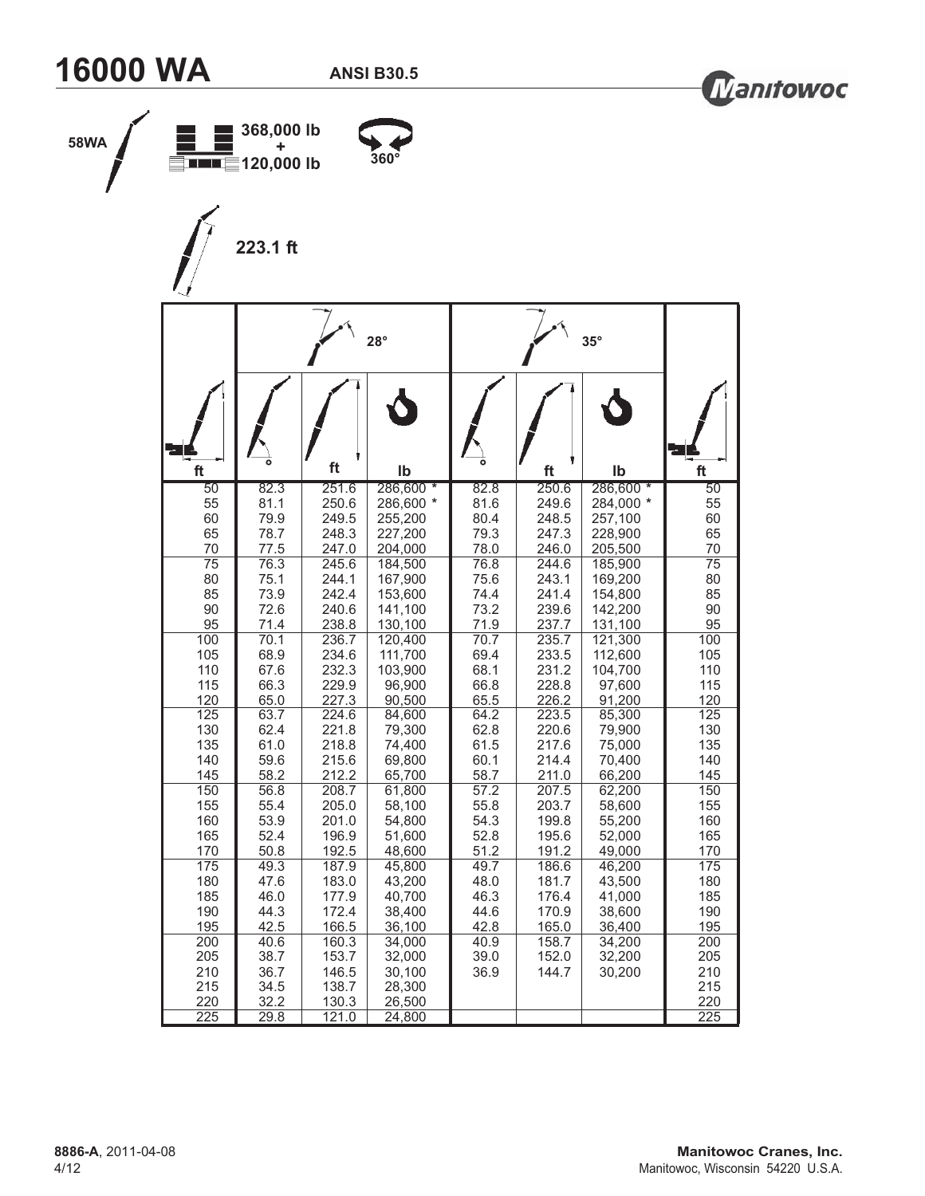# 16000 WA

**ANSI B30.5**

58WA

368,000 lb + 120,000 lb

360°

223.1 ft

| ft | 28° | | | 35° | | | ft |
|---|---|---|---|---|---|---|---|
| | ° | ft | lb | ° | ft | lb | |
| 50 | 82.3 | 251.6 | 286,600 * | 82.8 | 250.6 | 286,600 * | 50 |
| 55 | 81.1 | 250.6 | 286,600 * | 81.6 | 249.6 | 284,000 * | 55 |
| 60 | 79.9 | 249.5 | 255,200 | 80.4 | 248.5 | 257,100 | 60 |
| 65 | 78.7 | 248.3 | 227,200 | 79.3 | 247.3 | 228,900 | 65 |
| 70 | 77.5 | 247.0 | 204,000 | 78.0 | 246.0 | 205,500 | 70 |
| 75 | 76.3 | 245.6 | 184,500 | 76.8 | 244.6 | 185,900 | 75 |
| 80 | 75.1 | 244.1 | 167,900 | 75.6 | 243.1 | 169,200 | 80 |
| 85 | 73.9 | 242.4 | 153,600 | 74.4 | 241.4 | 154,800 | 85 |
| 90 | 72.6 | 240.6 | 141,100 | 73.2 | 239.6 | 142,200 | 90 |
| 95 | 71.4 | 238.8 | 130,100 | 71.9 | 237.7 | 131,100 | 95 |
| 100 | 70.1 | 236.7 | 120,400 | 70.7 | 235.7 | 121,300 | 100 |
| 105 | 68.9 | 234.6 | 111,700 | 69.4 | 233.5 | 112,600 | 105 |
| 110 | 67.6 | 232.3 | 103,900 | 68.1 | 231.2 | 104,700 | 110 |
| 115 | 66.3 | 229.9 | 96,900 | 66.8 | 228.8 | 97,600 | 115 |
| 120 | 65.0 | 227.3 | 90,500 | 65.5 | 226.2 | 91,200 | 120 |
| 125 | 63.7 | 224.6 | 84,600 | 64.2 | 223.5 | 85,300 | 125 |
| 130 | 62.4 | 221.8 | 79,300 | 62.8 | 220.6 | 79,900 | 130 |
| 135 | 61.0 | 218.8 | 74,400 | 61.5 | 217.6 | 75,000 | 135 |
| 140 | 59.6 | 215.6 | 69,800 | 60.1 | 214.4 | 70,400 | 140 |
| 145 | 58.2 | 212.2 | 65,700 | 58.7 | 211.0 | 66,200 | 145 |
| 150 | 56.8 | 208.7 | 61,800 | 57.2 | 207.5 | 62,200 | 150 |
| 155 | 55.4 | 205.0 | 58,100 | 55.8 | 203.7 | 58,600 | 155 |
| 160 | 53.9 | 201.0 | 54,800 | 54.3 | 199.8 | 55,200 | 160 |
| 165 | 52.4 | 196.9 | 51,600 | 52.8 | 195.6 | 52,000 | 165 |
| 170 | 50.8 | 192.5 | 48,600 | 51.2 | 191.2 | 49,000 | 170 |
| 175 | 49.3 | 187.9 | 45,800 | 49.7 | 186.6 | 46,200 | 175 |
| 180 | 47.6 | 183.0 | 43,200 | 48.0 | 181.7 | 43,500 | 180 |
| 185 | 46.0 | 177.9 | 40,700 | 46.3 | 176.4 | 41,000 | 185 |
| 190 | 44.3 | 172.4 | 38,400 | 44.6 | 170.9 | 38,600 | 190 |
| 195 | 42.5 | 166.5 | 36,100 | 42.8 | 165.0 | 36,400 | 195 |
| 200 | 40.6 | 160.3 | 34,000 | 40.9 | 158.7 | 34,200 | 200 |
| 205 | 38.7 | 153.7 | 32,000 | 39.0 | 152.0 | 32,200 | 205 |
| 210 | 36.7 | 146.5 | 30,100 | 36.9 | 144.7 | 30,200 | 210 |
| 215 | 34.5 | 138.7 | 28,300 | | | | 215 |
| 220 | 32.2 | 130.3 | 26,500 | | | | 220 |
| 225 | 29.8 | 121.0 | 24,800 | | | | 225 |

**8886-A**, 2011-04-08

**Manitowoc Cranes, Inc.**
Manitowoc, Wisconsin 54220 U.S.A.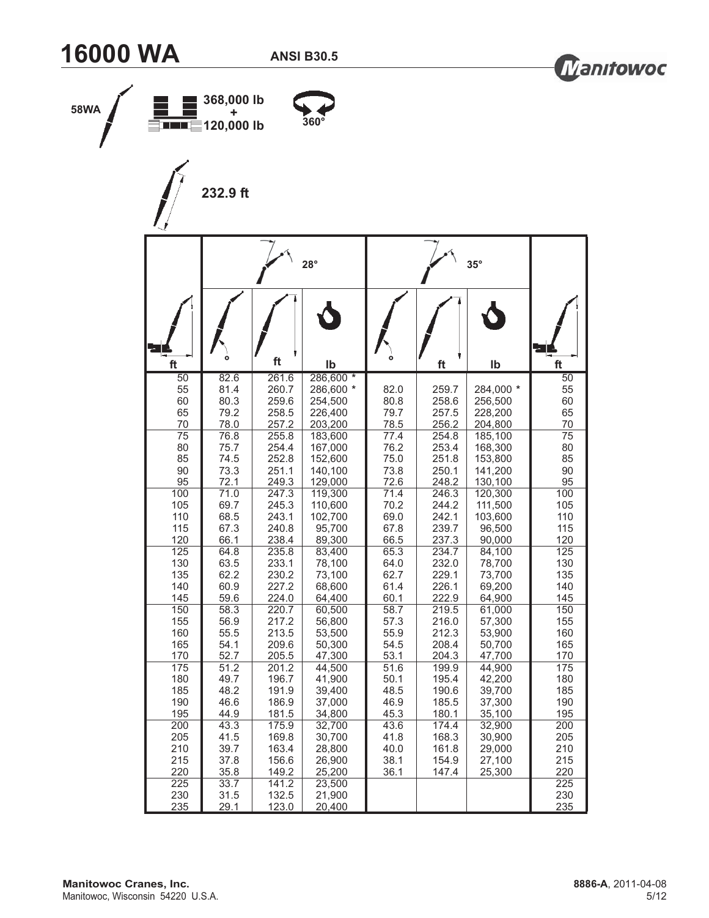# 16000 WA

**ANSI B30.5**

Manitowoc

58WA

368,000 lb + 120,000 lb

360°

232.9 ft

| ft | 28° | | | 35° | | | ft |
|---|---|---|---|---|---|---|---|
| ft | ° | ft | lb | ° | ft | lb | ft |
| 50 | 82.6 | 261.6 | 286,600 * | | | | 50 |
| 55 | 81.4 | 260.7 | 286,600 * | 82.0 | 259.7 | 284,000 * | 55 |
| 60 | 80.3 | 259.6 | 254,500 | 80.8 | 258.6 | 256,500 | 60 |
| 65 | 79.2 | 258.5 | 226,400 | 79.7 | 257.5 | 228,200 | 65 |
| 70 | 78.0 | 257.2 | 203,200 | 78.5 | 256.2 | 204,800 | 70 |
| 75 | 76.8 | 255.8 | 183,600 | 77.4 | 254.8 | 185,100 | 75 |
| 80 | 75.7 | 254.4 | 167,000 | 76.2 | 253.4 | 168,300 | 80 |
| 85 | 74.5 | 252.8 | 152,600 | 75.0 | 251.8 | 153,800 | 85 |
| 90 | 73.3 | 251.1 | 140,100 | 73.8 | 250.1 | 141,200 | 90 |
| 95 | 72.1 | 249.3 | 129,000 | 72.6 | 248.2 | 130,100 | 95 |
| 100 | 71.0 | 247.3 | 119,300 | 71.4 | 246.3 | 120,300 | 100 |
| 105 | 69.7 | 245.3 | 110,600 | 70.2 | 244.2 | 111,500 | 105 |
| 110 | 68.5 | 243.1 | 102,700 | 69.0 | 242.1 | 103,600 | 110 |
| 115 | 67.3 | 240.8 | 95,700 | 67.8 | 239.7 | 96,500 | 115 |
| 120 | 66.1 | 238.4 | 89,300 | 66.5 | 237.3 | 90,000 | 120 |
| 125 | 64.8 | 235.8 | 83,400 | 65.3 | 234.7 | 84,100 | 125 |
| 130 | 63.5 | 233.1 | 78,100 | 64.0 | 232.0 | 78,700 | 130 |
| 135 | 62.2 | 230.2 | 73,100 | 62.7 | 229.1 | 73,700 | 135 |
| 140 | 60.9 | 227.2 | 68,600 | 61.4 | 226.1 | 69,200 | 140 |
| 145 | 59.6 | 224.0 | 64,400 | 60.1 | 222.9 | 64,900 | 145 |
| 150 | 58.3 | 220.7 | 60,500 | 58.7 | 219.5 | 61,000 | 150 |
| 155 | 56.9 | 217.2 | 56,800 | 57.3 | 216.0 | 57,300 | 155 |
| 160 | 55.5 | 213.5 | 53,500 | 55.9 | 212.3 | 53,900 | 160 |
| 165 | 54.1 | 209.6 | 50,300 | 54.5 | 208.4 | 50,700 | 165 |
| 170 | 52.7 | 205.5 | 47,300 | 53.1 | 204.3 | 47,700 | 170 |
| 175 | 51.2 | 201.2 | 44,500 | 51.6 | 199.9 | 44,900 | 175 |
| 180 | 49.7 | 196.7 | 41,900 | 50.1 | 195.4 | 42,200 | 180 |
| 185 | 48.2 | 191.9 | 39,400 | 48.5 | 190.6 | 39,700 | 185 |
| 190 | 46.6 | 186.9 | 37,000 | 46.9 | 185.5 | 37,300 | 190 |
| 195 | 44.9 | 181.5 | 34,800 | 45.3 | 180.1 | 35,100 | 195 |
| 200 | 43.3 | 175.9 | 32,700 | 43.6 | 174.4 | 32,900 | 200 |
| 205 | 41.5 | 169.8 | 30,700 | 41.8 | 168.3 | 30,900 | 205 |
| 210 | 39.7 | 163.4 | 28,800 | 40.0 | 161.8 | 29,000 | 210 |
| 215 | 37.8 | 156.6 | 26,900 | 38.1 | 154.9 | 27,100 | 215 |
| 220 | 35.8 | 149.2 | 25,200 | 36.1 | 147.4 | 25,300 | 220 |
| 225 | 33.7 | 141.2 | 23,500 | | | | 225 |
| 230 | 31.5 | 132.5 | 21,900 | | | | 230 |
| 235 | 29.1 | 123.0 | 20,400 | | | | 235 |

**Manitowoc Cranes, Inc.**
Manitowoc, Wisconsin 54220 U.S.A.

**8886-A**, 2011-04-08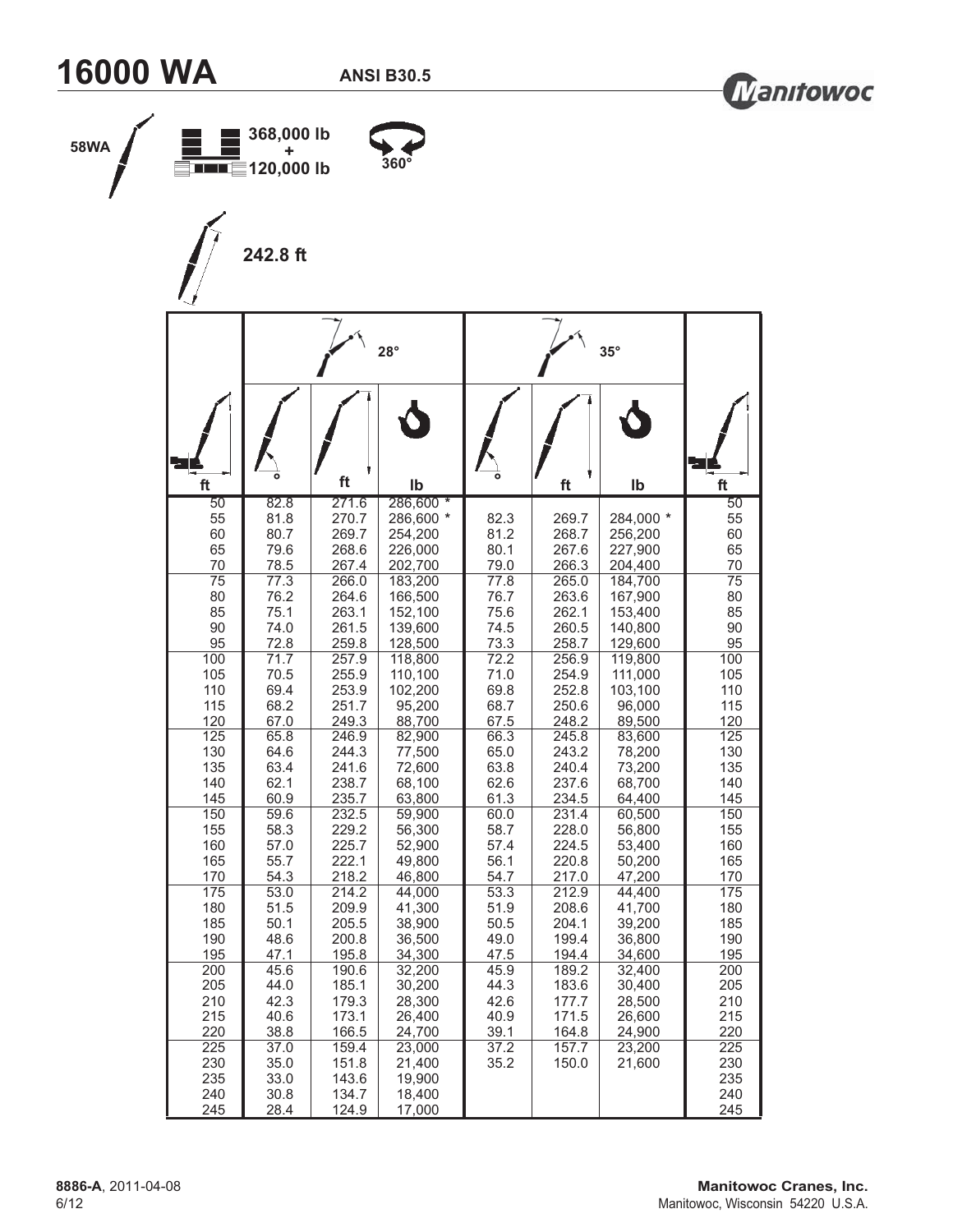# 16000 WA

**ANSI B30.5**

**58WA**

**368,000 lb + 120,000 lb**

**360°**

**242.8 ft**

| | 28° | | | 35° | | | |
|---|---|---|---|---|---|---|---|
| ft | ° | ft | lb | ° | ft | lb | ft |
| 50 | 82.8 | 271.6 | 286,600 * | | | | 50 |
| 55 | 81.8 | 270.7 | 286,600 * | 82.3 | 269.7 | 284,000 * | 55 |
| 60 | 80.7 | 269.7 | 254,200 | 81.2 | 268.7 | 256,200 | 60 |
| 65 | 79.6 | 268.6 | 226,000 | 80.1 | 267.6 | 227,900 | 65 |
| 70 | 78.5 | 267.4 | 202,700 | 79.0 | 266.3 | 204,400 | 70 |
| 75 | 77.3 | 266.0 | 183,200 | 77.8 | 265.0 | 184,700 | 75 |
| 80 | 76.2 | 264.6 | 166,500 | 76.7 | 263.6 | 167,900 | 80 |
| 85 | 75.1 | 263.1 | 152,100 | 75.6 | 262.1 | 153,400 | 85 |
| 90 | 74.0 | 261.5 | 139,600 | 74.5 | 260.5 | 140,800 | 90 |
| 95 | 72.8 | 259.8 | 128,500 | 73.3 | 258.7 | 129,600 | 95 |
| 100 | 71.7 | 257.9 | 118,800 | 72.2 | 256.9 | 119,800 | 100 |
| 105 | 70.5 | 255.9 | 110,100 | 71.0 | 254.9 | 111,000 | 105 |
| 110 | 69.4 | 253.9 | 102,200 | 69.8 | 252.8 | 103,100 | 110 |
| 115 | 68.2 | 251.7 | 95,200 | 68.7 | 250.6 | 96,000 | 115 |
| 120 | 67.0 | 249.3 | 88,700 | 67.5 | 248.2 | 89,500 | 120 |
| 125 | 65.8 | 246.9 | 82,900 | 66.3 | 245.8 | 83,600 | 125 |
| 130 | 64.6 | 244.3 | 77,500 | 65.0 | 243.2 | 78,200 | 130 |
| 135 | 63.4 | 241.6 | 72,600 | 63.8 | 240.4 | 73,200 | 135 |
| 140 | 62.1 | 238.7 | 68,100 | 62.6 | 237.6 | 68,700 | 140 |
| 145 | 60.9 | 235.7 | 63,800 | 61.3 | 234.5 | 64,400 | 145 |
| 150 | 59.6 | 232.5 | 59,900 | 60.0 | 231.4 | 60,500 | 150 |
| 155 | 58.3 | 229.2 | 56,300 | 58.7 | 228.0 | 56,800 | 155 |
| 160 | 57.0 | 225.7 | 52,900 | 57.4 | 224.5 | 53,400 | 160 |
| 165 | 55.7 | 222.1 | 49,800 | 56.1 | 220.8 | 50,200 | 165 |
| 170 | 54.3 | 218.2 | 46,800 | 54.7 | 217.0 | 47,200 | 170 |
| 175 | 53.0 | 214.2 | 44,000 | 53.3 | 212.9 | 44,400 | 175 |
| 180 | 51.5 | 209.9 | 41,300 | 51.9 | 208.6 | 41,700 | 180 |
| 185 | 50.1 | 205.5 | 38,900 | 50.5 | 204.1 | 39,200 | 185 |
| 190 | 48.6 | 200.8 | 36,500 | 49.0 | 199.4 | 36,800 | 190 |
| 195 | 47.1 | 195.8 | 34,300 | 47.5 | 194.4 | 34,600 | 195 |
| 200 | 45.6 | 190.6 | 32,200 | 45.9 | 189.2 | 32,400 | 200 |
| 205 | 44.0 | 185.1 | 30,200 | 44.3 | 183.6 | 30,400 | 205 |
| 210 | 42.3 | 179.3 | 28,300 | 42.6 | 177.7 | 28,500 | 210 |
| 215 | 40.6 | 173.1 | 26,400 | 40.9 | 171.5 | 26,600 | 215 |
| 220 | 38.8 | 166.5 | 24,700 | 39.1 | 164.8 | 24,900 | 220 |
| 225 | 37.0 | 159.4 | 23,000 | 37.2 | 157.7 | 23,200 | 225 |
| 230 | 35.0 | 151.8 | 21,400 | 35.2 | 150.0 | 21,600 | 230 |
| 235 | 33.0 | 143.6 | 19,900 | | | | 235 |
| 240 | 30.8 | 134.7 | 18,400 | | | | 240 |
| 245 | 28.4 | 124.9 | 17,000 | | | | 245 |

**8886-A**, 2011-04-08

**Manitowoc Cranes, Inc.**
Manitowoc, Wisconsin 54220 U.S.A.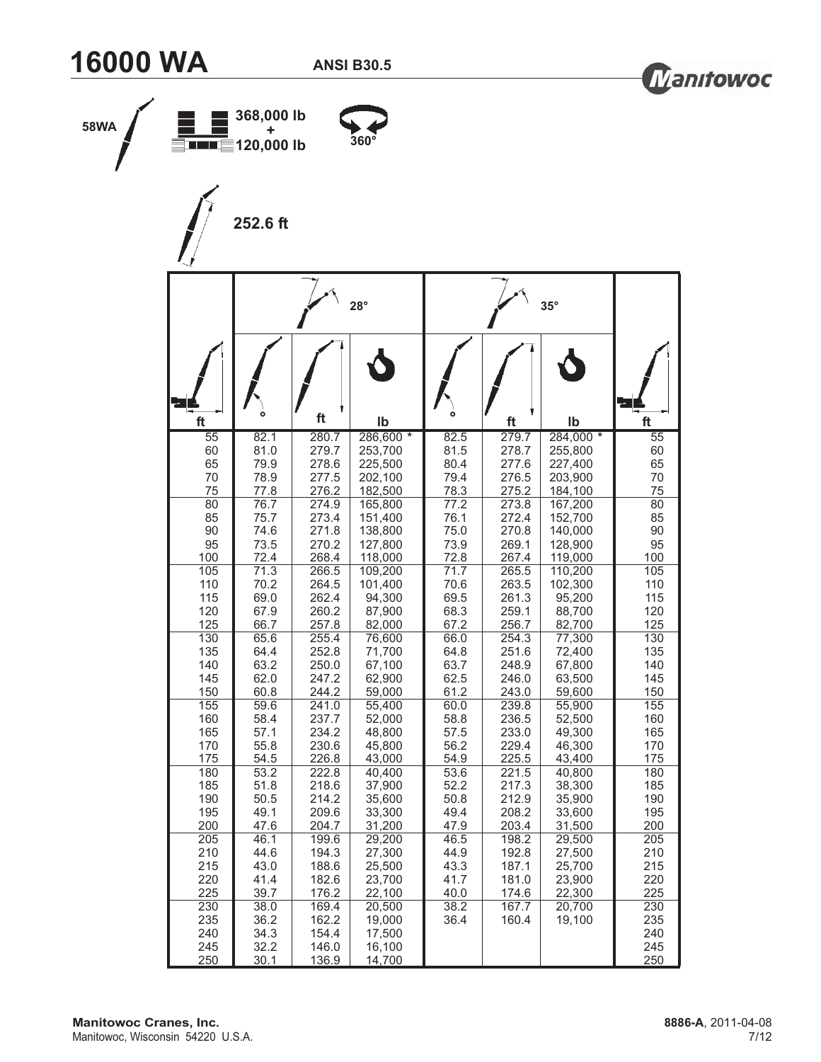# 16000 WA

**ANSI B30.5**

58WA

368,000 lb + 120,000 lb

360°

252.6 ft

| | 28° | | | 35° | | | |
|---|---|---|---|---|---|---|---|
| ft | ° | ft | lb | ° | ft | lb | ft |
| 55 | 82.1 | 280.7 | 286,600 * | 82.5 | 279.7 | 284,000 * | 55 |
| 60 | 81.0 | 279.7 | 253,700 | 81.5 | 278.7 | 255,800 | 60 |
| 65 | 79.9 | 278.6 | 225,500 | 80.4 | 277.6 | 227,400 | 65 |
| 70 | 78.9 | 277.5 | 202,100 | 79.4 | 276.5 | 203,900 | 70 |
| 75 | 77.8 | 276.2 | 182,500 | 78.3 | 275.2 | 184,100 | 75 |
| 80 | 76.7 | 274.9 | 165,800 | 77.2 | 273.8 | 167,200 | 80 |
| 85 | 75.7 | 273.4 | 151,400 | 76.1 | 272.4 | 152,700 | 85 |
| 90 | 74.6 | 271.8 | 138,800 | 75.0 | 270.8 | 140,000 | 90 |
| 95 | 73.5 | 270.2 | 127,800 | 73.9 | 269.1 | 128,900 | 95 |
| 100 | 72.4 | 268.4 | 118,000 | 72.8 | 267.4 | 119,000 | 100 |
| 105 | 71.3 | 266.5 | 109,200 | 71.7 | 265.5 | 110,200 | 105 |
| 110 | 70.2 | 264.5 | 101,400 | 70.6 | 263.5 | 102,300 | 110 |
| 115 | 69.0 | 262.4 | 94,300 | 69.5 | 261.3 | 95,200 | 115 |
| 120 | 67.9 | 260.2 | 87,900 | 68.3 | 259.1 | 88,700 | 120 |
| 125 | 66.7 | 257.8 | 82,000 | 67.2 | 256.7 | 82,700 | 125 |
| 130 | 65.6 | 255.4 | 76,600 | 66.0 | 254.3 | 77,300 | 130 |
| 135 | 64.4 | 252.8 | 71,700 | 64.8 | 251.6 | 72,400 | 135 |
| 140 | 63.2 | 250.0 | 67,100 | 63.7 | 248.9 | 67,800 | 140 |
| 145 | 62.0 | 247.2 | 62,900 | 62.5 | 246.0 | 63,500 | 145 |
| 150 | 60.8 | 244.2 | 59,000 | 61.2 | 243.0 | 59,600 | 150 |
| 155 | 59.6 | 241.0 | 55,400 | 60.0 | 239.8 | 55,900 | 155 |
| 160 | 58.4 | 237.7 | 52,000 | 58.8 | 236.5 | 52,500 | 160 |
| 165 | 57.1 | 234.2 | 48,800 | 57.5 | 233.0 | 49,300 | 165 |
| 170 | 55.8 | 230.6 | 45,800 | 56.2 | 229.4 | 46,300 | 170 |
| 175 | 54.5 | 226.8 | 43,000 | 54.9 | 225.5 | 43,400 | 175 |
| 180 | 53.2 | 222.8 | 40,400 | 53.6 | 221.5 | 40,800 | 180 |
| 185 | 51.8 | 218.6 | 37,900 | 52.2 | 217.3 | 38,300 | 185 |
| 190 | 50.5 | 214.2 | 35,600 | 50.8 | 212.9 | 35,900 | 190 |
| 195 | 49.1 | 209.6 | 33,300 | 49.4 | 208.2 | 33,600 | 195 |
| 200 | 47.6 | 204.7 | 31,200 | 47.9 | 203.4 | 31,500 | 200 |
| 205 | 46.1 | 199.6 | 29,200 | 46.5 | 198.2 | 29,500 | 205 |
| 210 | 44.6 | 194.3 | 27,300 | 44.9 | 192.8 | 27,500 | 210 |
| 215 | 43.0 | 188.6 | 25,500 | 43.3 | 187.1 | 25,700 | 215 |
| 220 | 41.4 | 182.6 | 23,700 | 41.7 | 181.0 | 23,900 | 220 |
| 225 | 39.7 | 176.2 | 22,100 | 40.0 | 174.6 | 22,300 | 225 |
| 230 | 38.0 | 169.4 | 20,500 | 38.2 | 167.7 | 20,700 | 230 |
| 235 | 36.2 | 162.2 | 19,000 | 36.4 | 160.4 | 19,100 | 235 |
| 240 | 34.3 | 154.4 | 17,500 | | | | 240 |
| 245 | 32.2 | 146.0 | 16,100 | | | | 245 |
| 250 | 30.1 | 136.9 | 14,700 | | | | 250 |

**Manitowoc Cranes, Inc.**
Manitowoc, Wisconsin 54220 U.S.A.

**8886-A**, 2011-04-08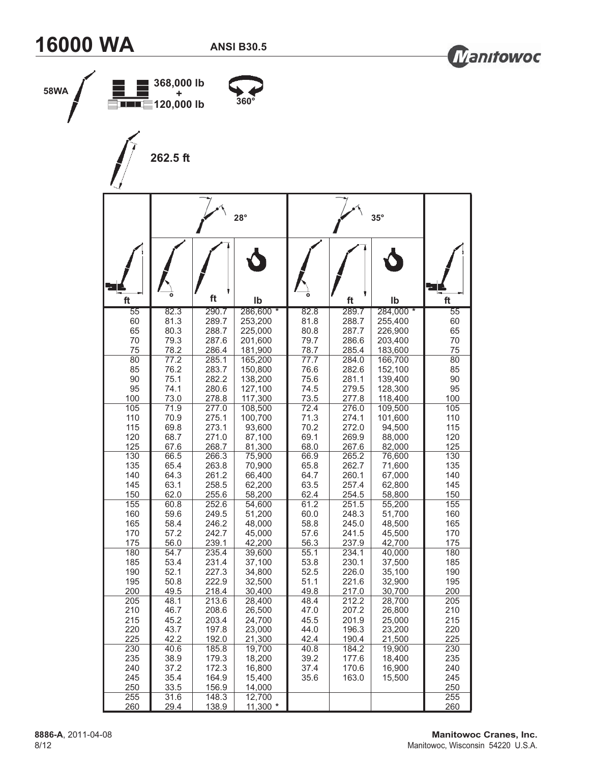# 16000 WA

**ANSI B30.5**

Manitowoc

58WA — 368,000 lb + 120,000 lb — 360°

262.5 ft

| Radius (ft) | 28° Boom Angle (°) | 28° Height (ft) | 28° Load (lb) | 35° Boom Angle (°) | 35° Height (ft) | 35° Load (lb) | Radius (ft) |
|---|---|---|---|---|---|---|---|
| 55 | 82.3 | 290.7 | 286,600 * | 82.8 | 289.7 | 284,000 * | 55 |
| 60 | 81.3 | 289.7 | 253,200 | 81.8 | 288.7 | 255,400 | 60 |
| 65 | 80.3 | 288.7 | 225,000 | 80.8 | 287.7 | 226,900 | 65 |
| 70 | 79.3 | 287.6 | 201,600 | 79.7 | 286.6 | 203,400 | 70 |
| 75 | 78.2 | 286.4 | 181,900 | 78.7 | 285.4 | 183,600 | 75 |
| 80 | 77.2 | 285.1 | 165,200 | 77.7 | 284.0 | 166,700 | 80 |
| 85 | 76.2 | 283.7 | 150,800 | 76.6 | 282.6 | 152,100 | 85 |
| 90 | 75.1 | 282.2 | 138,200 | 75.6 | 281.1 | 139,400 | 90 |
| 95 | 74.1 | 280.6 | 127,100 | 74.5 | 279.5 | 128,300 | 95 |
| 100 | 73.0 | 278.8 | 117,300 | 73.5 | 277.8 | 118,400 | 100 |
| 105 | 71.9 | 277.0 | 108,500 | 72.4 | 276.0 | 109,500 | 105 |
| 110 | 70.9 | 275.1 | 100,700 | 71.3 | 274.1 | 101,600 | 110 |
| 115 | 69.8 | 273.1 | 93,600 | 70.2 | 272.0 | 94,500 | 115 |
| 120 | 68.7 | 271.0 | 87,100 | 69.1 | 269.9 | 88,000 | 120 |
| 125 | 67.6 | 268.7 | 81,300 | 68.0 | 267.6 | 82,000 | 125 |
| 130 | 66.5 | 266.3 | 75,900 | 66.9 | 265.2 | 76,600 | 130 |
| 135 | 65.4 | 263.8 | 70,900 | 65.8 | 262.7 | 71,600 | 135 |
| 140 | 64.3 | 261.2 | 66,400 | 64.7 | 260.1 | 67,000 | 140 |
| 145 | 63.1 | 258.5 | 62,200 | 63.5 | 257.4 | 62,800 | 145 |
| 150 | 62.0 | 255.6 | 58,200 | 62.4 | 254.5 | 58,800 | 150 |
| 155 | 60.8 | 252.6 | 54,600 | 61.2 | 251.5 | 55,200 | 155 |
| 160 | 59.6 | 249.5 | 51,200 | 60.0 | 248.3 | 51,700 | 160 |
| 165 | 58.4 | 246.2 | 48,000 | 58.8 | 245.0 | 48,500 | 165 |
| 170 | 57.2 | 242.7 | 45,000 | 57.6 | 241.5 | 45,500 | 170 |
| 175 | 56.0 | 239.1 | 42,200 | 56.3 | 237.9 | 42,700 | 175 |
| 180 | 54.7 | 235.4 | 39,600 | 55.1 | 234.1 | 40,000 | 180 |
| 185 | 53.4 | 231.4 | 37,100 | 53.8 | 230.1 | 37,500 | 185 |
| 190 | 52.1 | 227.3 | 34,800 | 52.5 | 226.0 | 35,100 | 190 |
| 195 | 50.8 | 222.9 | 32,500 | 51.1 | 221.6 | 32,900 | 195 |
| 200 | 49.5 | 218.4 | 30,400 | 49.8 | 217.0 | 30,700 | 200 |
| 205 | 48.1 | 213.6 | 28,400 | 48.4 | 212.2 | 28,700 | 205 |
| 210 | 46.7 | 208.6 | 26,500 | 47.0 | 207.2 | 26,800 | 210 |
| 215 | 45.2 | 203.4 | 24,700 | 45.5 | 201.9 | 25,000 | 215 |
| 220 | 43.7 | 197.8 | 23,000 | 44.0 | 196.3 | 23,200 | 220 |
| 225 | 42.2 | 192.0 | 21,300 | 42.4 | 190.4 | 21,500 | 225 |
| 230 | 40.6 | 185.8 | 19,700 | 40.8 | 184.2 | 19,900 | 230 |
| 235 | 38.9 | 179.3 | 18,200 | 39.2 | 177.6 | 18,400 | 235 |
| 240 | 37.2 | 172.3 | 16,800 | 37.4 | 170.6 | 16,900 | 240 |
| 245 | 35.4 | 164.9 | 15,400 | 35.6 | 163.0 | 15,500 | 245 |
| 250 | 33.5 | 156.9 | 14,000 | | | | 250 |
| 255 | 31.6 | 148.3 | 12,700 | | | | 255 |
| 260 | 29.4 | 138.9 | 11,300 * | | | | 260 |

**8886-A**, 2011-04-08
8/12

**Manitowoc Cranes, Inc.**
Manitowoc, Wisconsin 54220 U.S.A.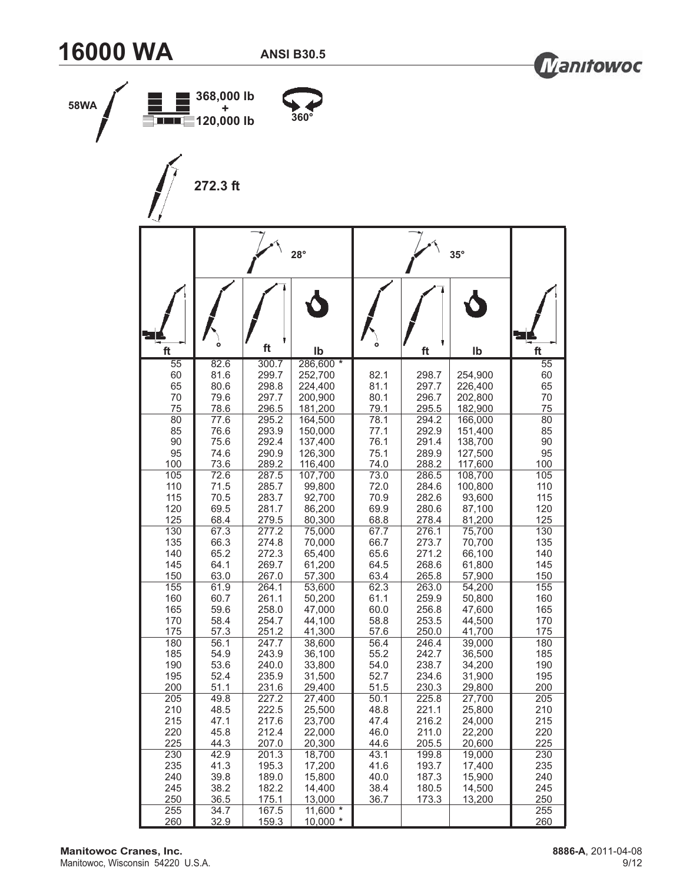# 16000 WA

**ANSI B30.5**

58WA

368,000 lb + 120,000 lb

360°

272.3 ft

| ft | 28° ° | 28° ft | 28° lb | 35° ° | 35° ft | 35° lb | ft |
|---|---|---|---|---|---|---|---|
| 55 | 82.6 | 300.7 | 286,600 * | | | | 55 |
| 60 | 81.6 | 299.7 | 252,700 | 82.1 | 298.7 | 254,900 | 60 |
| 65 | 80.6 | 298.8 | 224,400 | 81.1 | 297.7 | 226,400 | 65 |
| 70 | 79.6 | 297.7 | 200,900 | 80.1 | 296.7 | 202,800 | 70 |
| 75 | 78.6 | 296.5 | 181,200 | 79.1 | 295.5 | 182,900 | 75 |
| 80 | 77.6 | 295.2 | 164,500 | 78.1 | 294.2 | 166,000 | 80 |
| 85 | 76.6 | 293.9 | 150,000 | 77.1 | 292.9 | 151,400 | 85 |
| 90 | 75.6 | 292.4 | 137,400 | 76.1 | 291.4 | 138,700 | 90 |
| 95 | 74.6 | 290.9 | 126,300 | 75.1 | 289.9 | 127,500 | 95 |
| 100 | 73.6 | 289.2 | 116,400 | 74.0 | 288.2 | 117,600 | 100 |
| 105 | 72.6 | 287.5 | 107,700 | 73.0 | 286.5 | 108,700 | 105 |
| 110 | 71.5 | 285.7 | 99,800 | 72.0 | 284.6 | 100,800 | 110 |
| 115 | 70.5 | 283.7 | 92,700 | 70.9 | 282.6 | 93,600 | 115 |
| 120 | 69.5 | 281.7 | 86,200 | 69.9 | 280.6 | 87,100 | 120 |
| 125 | 68.4 | 279.5 | 80,300 | 68.8 | 278.4 | 81,200 | 125 |
| 130 | 67.3 | 277.2 | 75,000 | 67.7 | 276.1 | 75,700 | 130 |
| 135 | 66.3 | 274.8 | 70,000 | 66.7 | 273.7 | 70,700 | 135 |
| 140 | 65.2 | 272.3 | 65,400 | 65.6 | 271.2 | 66,100 | 140 |
| 145 | 64.1 | 269.7 | 61,200 | 64.5 | 268.6 | 61,800 | 145 |
| 150 | 63.0 | 267.0 | 57,300 | 63.4 | 265.8 | 57,900 | 150 |
| 155 | 61.9 | 264.1 | 53,600 | 62.3 | 263.0 | 54,200 | 155 |
| 160 | 60.7 | 261.1 | 50,200 | 61.1 | 259.9 | 50,800 | 160 |
| 165 | 59.6 | 258.0 | 47,000 | 60.0 | 256.8 | 47,600 | 165 |
| 170 | 58.4 | 254.7 | 44,100 | 58.8 | 253.5 | 44,500 | 170 |
| 175 | 57.3 | 251.2 | 41,300 | 57.6 | 250.0 | 41,700 | 175 |
| 180 | 56.1 | 247.7 | 38,600 | 56.4 | 246.4 | 39,000 | 180 |
| 185 | 54.9 | 243.9 | 36,100 | 55.2 | 242.7 | 36,500 | 185 |
| 190 | 53.6 | 240.0 | 33,800 | 54.0 | 238.7 | 34,200 | 190 |
| 195 | 52.4 | 235.9 | 31,500 | 52.7 | 234.6 | 31,900 | 195 |
| 200 | 51.1 | 231.6 | 29,400 | 51.5 | 230.3 | 29,800 | 200 |
| 205 | 49.8 | 227.2 | 27,400 | 50.1 | 225.8 | 27,700 | 205 |
| 210 | 48.5 | 222.5 | 25,500 | 48.8 | 221.1 | 25,800 | 210 |
| 215 | 47.1 | 217.6 | 23,700 | 47.4 | 216.2 | 24,000 | 215 |
| 220 | 45.8 | 212.4 | 22,000 | 46.0 | 211.0 | 22,200 | 220 |
| 225 | 44.3 | 207.0 | 20,300 | 44.6 | 205.5 | 20,600 | 225 |
| 230 | 42.9 | 201.3 | 18,700 | 43.1 | 199.8 | 19,000 | 230 |
| 235 | 41.3 | 195.3 | 17,200 | 41.6 | 193.7 | 17,400 | 235 |
| 240 | 39.8 | 189.0 | 15,800 | 40.0 | 187.3 | 15,900 | 240 |
| 245 | 38.2 | 182.2 | 14,400 | 38.4 | 180.5 | 14,500 | 245 |
| 250 | 36.5 | 175.1 | 13,000 | 36.7 | 173.3 | 13,200 | 250 |
| 255 | 34.7 | 167.5 | 11,600 * | | | | 255 |
| 260 | 32.9 | 159.3 | 10,000 * | | | | 260 |

**Manitowoc Cranes, Inc.**
Manitowoc, Wisconsin 54220 U.S.A.

**8886-A**, 2011-04-08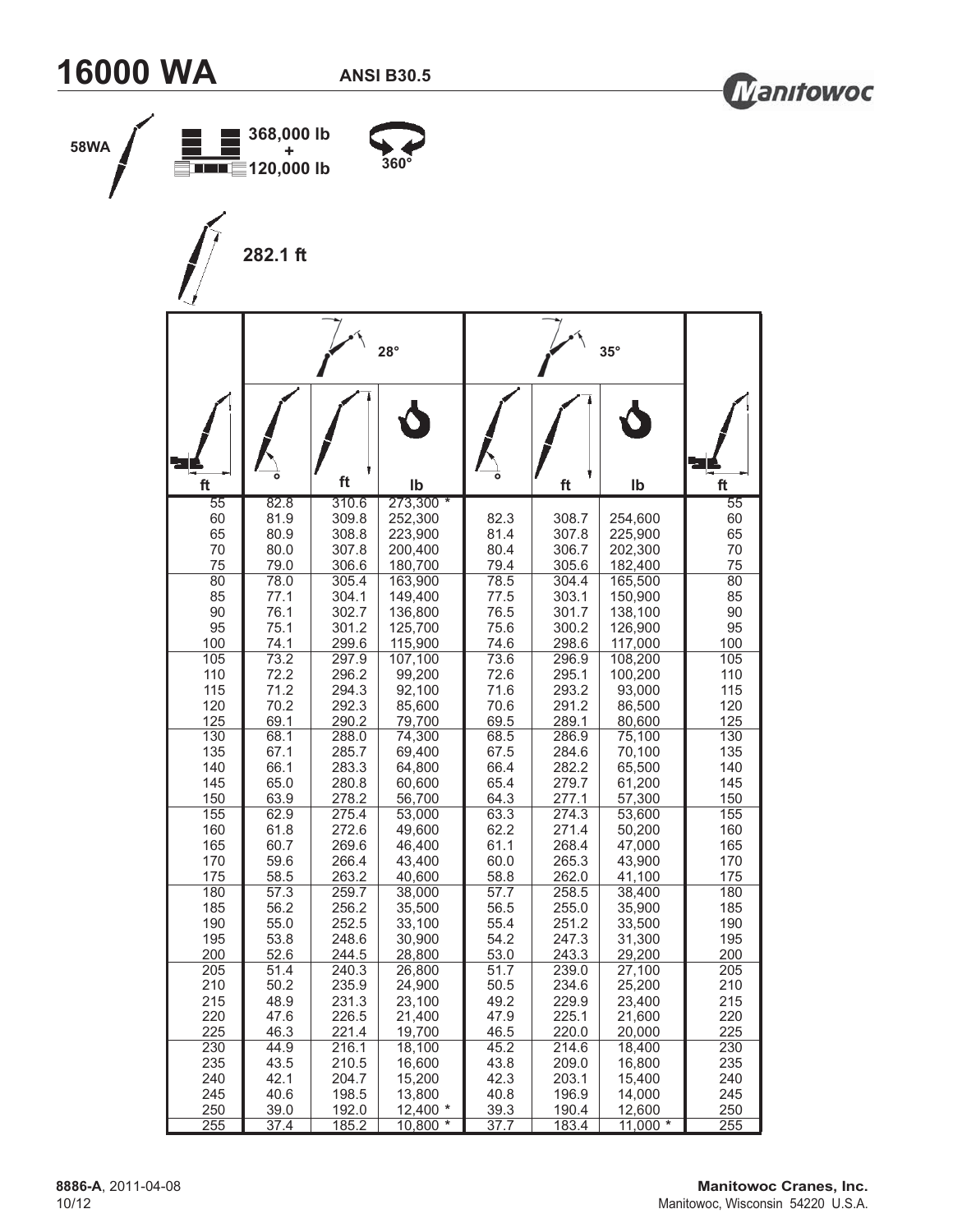# 16000 WA

**ANSI B30.5**

58WA

368,000 lb + 120,000 lb

360°

282.1 ft

| | 28° | | | 35° | | | |
|---|---|---|---|---|---|---|---|
| ft | ° | ft | lb | ° | ft | lb | ft |
| 55 | 82.8 | 310.6 | 273,300 * | | | | 55 |
| 60 | 81.9 | 309.8 | 252,300 | 82.3 | 308.7 | 254,600 | 60 |
| 65 | 80.9 | 308.8 | 223,900 | 81.4 | 307.8 | 225,900 | 65 |
| 70 | 80.0 | 307.8 | 200,400 | 80.4 | 306.7 | 202,300 | 70 |
| 75 | 79.0 | 306.6 | 180,700 | 79.4 | 305.6 | 182,400 | 75 |
| 80 | 78.0 | 305.4 | 163,900 | 78.5 | 304.4 | 165,500 | 80 |
| 85 | 77.1 | 304.1 | 149,400 | 77.5 | 303.1 | 150,900 | 85 |
| 90 | 76.1 | 302.7 | 136,800 | 76.5 | 301.7 | 138,100 | 90 |
| 95 | 75.1 | 301.2 | 125,700 | 75.6 | 300.2 | 126,900 | 95 |
| 100 | 74.1 | 299.6 | 115,900 | 74.6 | 298.6 | 117,000 | 100 |
| 105 | 73.2 | 297.9 | 107,100 | 73.6 | 296.9 | 108,200 | 105 |
| 110 | 72.2 | 296.2 | 99,200 | 72.6 | 295.1 | 100,200 | 110 |
| 115 | 71.2 | 294.3 | 92,100 | 71.6 | 293.2 | 93,000 | 115 |
| 120 | 70.2 | 292.3 | 85,600 | 70.6 | 291.2 | 86,500 | 120 |
| 125 | 69.1 | 290.2 | 79,700 | 69.5 | 289.1 | 80,600 | 125 |
| 130 | 68.1 | 288.0 | 74,300 | 68.5 | 286.9 | 75,100 | 130 |
| 135 | 67.1 | 285.7 | 69,400 | 67.5 | 284.6 | 70,100 | 135 |
| 140 | 66.1 | 283.3 | 64,800 | 66.4 | 282.2 | 65,500 | 140 |
| 145 | 65.0 | 280.8 | 60,600 | 65.4 | 279.7 | 61,200 | 145 |
| 150 | 63.9 | 278.2 | 56,700 | 64.3 | 277.1 | 57,300 | 150 |
| 155 | 62.9 | 275.4 | 53,000 | 63.3 | 274.3 | 53,600 | 155 |
| 160 | 61.8 | 272.6 | 49,600 | 62.2 | 271.4 | 50,200 | 160 |
| 165 | 60.7 | 269.6 | 46,400 | 61.1 | 268.4 | 47,000 | 165 |
| 170 | 59.6 | 266.4 | 43,400 | 60.0 | 265.3 | 43,900 | 170 |
| 175 | 58.5 | 263.2 | 40,600 | 58.8 | 262.0 | 41,100 | 175 |
| 180 | 57.3 | 259.7 | 38,000 | 57.7 | 258.5 | 38,400 | 180 |
| 185 | 56.2 | 256.2 | 35,500 | 56.5 | 255.0 | 35,900 | 185 |
| 190 | 55.0 | 252.5 | 33,100 | 55.4 | 251.2 | 33,500 | 190 |
| 195 | 53.8 | 248.6 | 30,900 | 54.2 | 247.3 | 31,300 | 195 |
| 200 | 52.6 | 244.5 | 28,800 | 53.0 | 243.3 | 29,200 | 200 |
| 205 | 51.4 | 240.3 | 26,800 | 51.7 | 239.0 | 27,100 | 205 |
| 210 | 50.2 | 235.9 | 24,900 | 50.5 | 234.6 | 25,200 | 210 |
| 215 | 48.9 | 231.3 | 23,100 | 49.2 | 229.9 | 23,400 | 215 |
| 220 | 47.6 | 226.5 | 21,400 | 47.9 | 225.1 | 21,600 | 220 |
| 225 | 46.3 | 221.4 | 19,700 | 46.5 | 220.0 | 20,000 | 225 |
| 230 | 44.9 | 216.1 | 18,100 | 45.2 | 214.6 | 18,400 | 230 |
| 235 | 43.5 | 210.5 | 16,600 | 43.8 | 209.0 | 16,800 | 235 |
| 240 | 42.1 | 204.7 | 15,200 | 42.3 | 203.1 | 15,400 | 240 |
| 245 | 40.6 | 198.5 | 13,800 | 40.8 | 196.9 | 14,000 | 245 |
| 250 | 39.0 | 192.0 | 12,400 * | 39.3 | 190.4 | 12,600 | 250 |
| 255 | 37.4 | 185.2 | 10,800 * | 37.7 | 183.4 | 11,000 * | 255 |

**8886-A**, 2011-04-08
10/12

**Manitowoc Cranes, Inc.**
Manitowoc, Wisconsin 54220 U.S.A.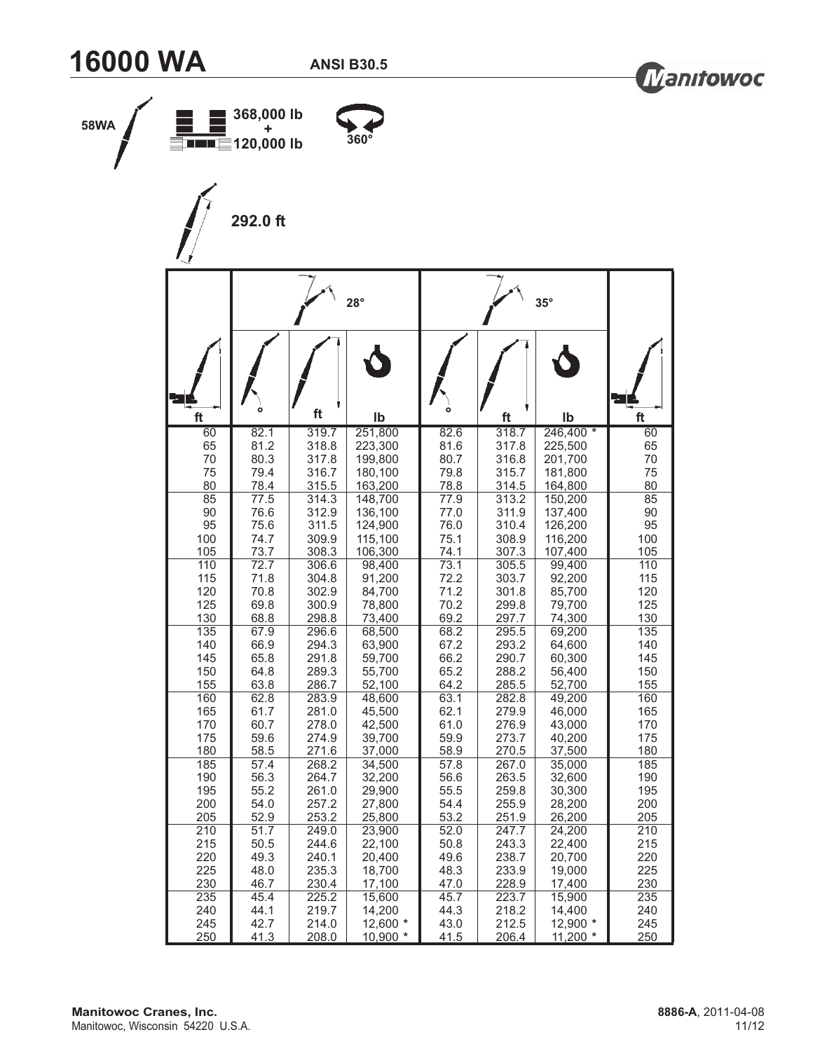# 16000 WA

**ANSI B30.5**

Manitowoc

58WA

368,000 lb + 120,000 lb

360°

292.0 ft

| ft | 28° ° | 28° ft | 28° lb | 35° ° | 35° ft | 35° lb | ft |
|---|---|---|---|---|---|---|---|
| 60 | 82.1 | 319.7 | 251,800 | 82.6 | 318.7 | 246,400 * | 60 |
| 65 | 81.2 | 318.8 | 223,300 | 81.6 | 317.8 | 225,500 | 65 |
| 70 | 80.3 | 317.8 | 199,800 | 80.7 | 316.8 | 201,700 | 70 |
| 75 | 79.4 | 316.7 | 180,100 | 79.8 | 315.7 | 181,800 | 75 |
| 80 | 78.4 | 315.5 | 163,200 | 78.8 | 314.5 | 164,800 | 80 |
| 85 | 77.5 | 314.3 | 148,700 | 77.9 | 313.2 | 150,200 | 85 |
| 90 | 76.6 | 312.9 | 136,100 | 77.0 | 311.9 | 137,400 | 90 |
| 95 | 75.6 | 311.5 | 124,900 | 76.0 | 310.4 | 126,200 | 95 |
| 100 | 74.7 | 309.9 | 115,100 | 75.1 | 308.9 | 116,200 | 100 |
| 105 | 73.7 | 308.3 | 106,300 | 74.1 | 307.3 | 107,400 | 105 |
| 110 | 72.7 | 306.6 | 98,400 | 73.1 | 305.5 | 99,400 | 110 |
| 115 | 71.8 | 304.8 | 91,200 | 72.2 | 303.7 | 92,200 | 115 |
| 120 | 70.8 | 302.9 | 84,700 | 71.2 | 301.8 | 85,700 | 120 |
| 125 | 69.8 | 300.9 | 78,800 | 70.2 | 299.8 | 79,700 | 125 |
| 130 | 68.8 | 298.8 | 73,400 | 69.2 | 297.7 | 74,300 | 130 |
| 135 | 67.9 | 296.6 | 68,500 | 68.2 | 295.5 | 69,200 | 135 |
| 140 | 66.9 | 294.3 | 63,900 | 67.2 | 293.2 | 64,600 | 140 |
| 145 | 65.8 | 291.8 | 59,700 | 66.2 | 290.7 | 60,300 | 145 |
| 150 | 64.8 | 289.3 | 55,700 | 65.2 | 288.2 | 56,400 | 150 |
| 155 | 63.8 | 286.7 | 52,100 | 64.2 | 285.5 | 52,700 | 155 |
| 160 | 62.8 | 283.9 | 48,600 | 63.1 | 282.8 | 49,200 | 160 |
| 165 | 61.7 | 281.0 | 45,500 | 62.1 | 279.9 | 46,000 | 165 |
| 170 | 60.7 | 278.0 | 42,500 | 61.0 | 276.9 | 43,000 | 170 |
| 175 | 59.6 | 274.9 | 39,700 | 59.9 | 273.7 | 40,200 | 175 |
| 180 | 58.5 | 271.6 | 37,000 | 58.9 | 270.5 | 37,500 | 180 |
| 185 | 57.4 | 268.2 | 34,500 | 57.8 | 267.0 | 35,000 | 185 |
| 190 | 56.3 | 264.7 | 32,200 | 56.6 | 263.5 | 32,600 | 190 |
| 195 | 55.2 | 261.0 | 29,900 | 55.5 | 259.8 | 30,300 | 195 |
| 200 | 54.0 | 257.2 | 27,800 | 54.4 | 255.9 | 28,200 | 200 |
| 205 | 52.9 | 253.2 | 25,800 | 53.2 | 251.9 | 26,200 | 205 |
| 210 | 51.7 | 249.0 | 23,900 | 52.0 | 247.7 | 24,200 | 210 |
| 215 | 50.5 | 244.6 | 22,100 | 50.8 | 243.3 | 22,400 | 215 |
| 220 | 49.3 | 240.1 | 20,400 | 49.6 | 238.7 | 20,700 | 220 |
| 225 | 48.0 | 235.3 | 18,700 | 48.3 | 233.9 | 19,000 | 225 |
| 230 | 46.7 | 230.4 | 17,100 | 47.0 | 228.9 | 17,400 | 230 |
| 235 | 45.4 | 225.2 | 15,600 | 45.7 | 223.7 | 15,900 | 235 |
| 240 | 44.1 | 219.7 | 14,200 | 44.3 | 218.2 | 14,400 | 240 |
| 245 | 42.7 | 214.0 | 12,600 * | 43.0 | 212.5 | 12,900 * | 245 |
| 250 | 41.3 | 208.0 | 10,900 * | 41.5 | 206.4 | 11,200 * | 250 |

**Manitowoc Cranes, Inc.**
Manitowoc, Wisconsin 54220 U.S.A.

**8886-A**, 2011-04-08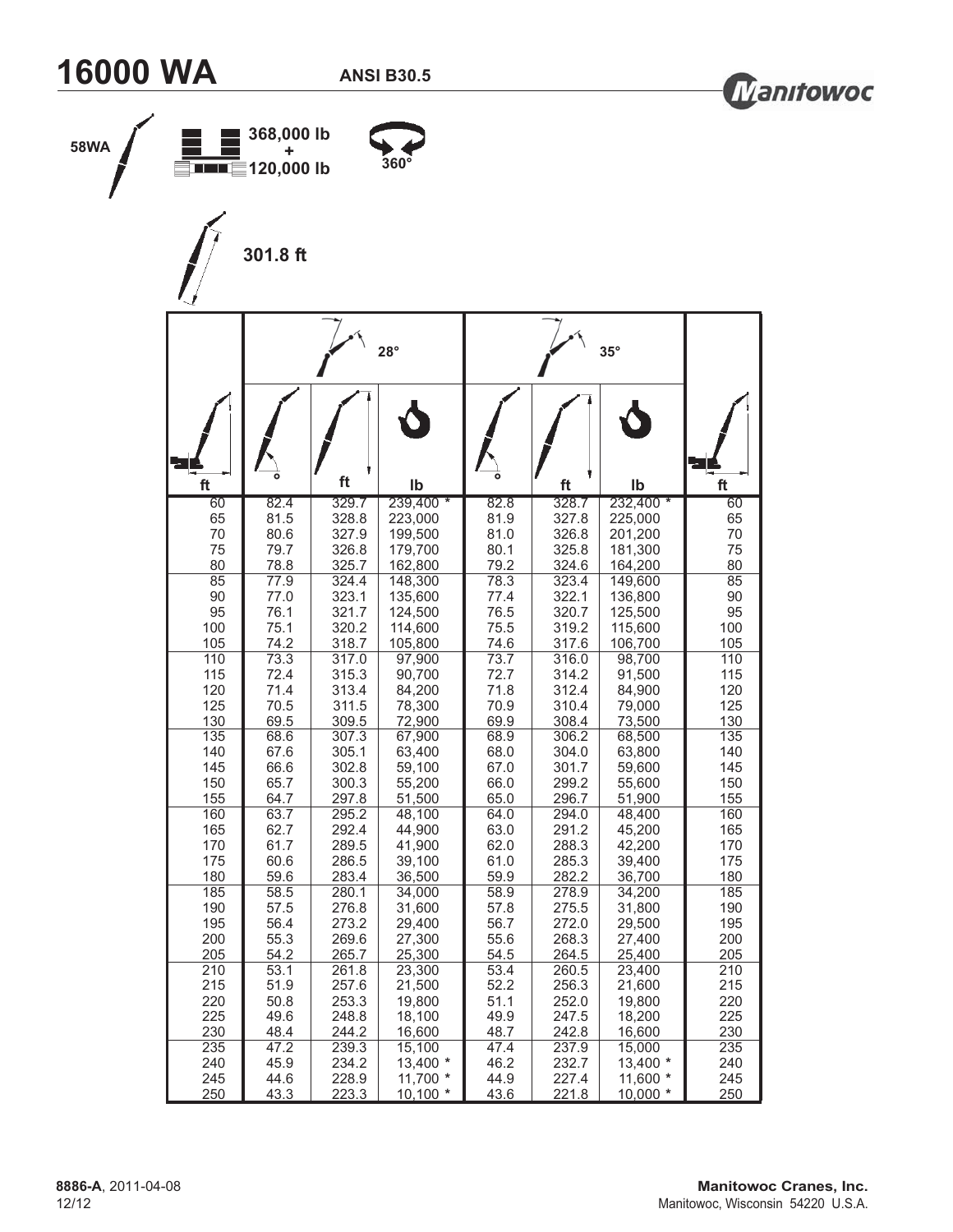# 16000 WA

**ANSI B30.5**

**58WA**

**368,000 lb + 120,000 lb**

**360°**

**301.8 ft**

| | 28° | | | 35° | | | |
|---|---|---|---|---|---|---|---|
| ft | ° | ft | lb | ° | ft | lb | ft |
| 60 | 82.4 | 329.7 | 239,400 * | 82.8 | 328.7 | 232,400 * | 60 |
| 65 | 81.5 | 328.8 | 223,000 | 81.9 | 327.8 | 225,000 | 65 |
| 70 | 80.6 | 327.9 | 199,500 | 81.0 | 326.8 | 201,200 | 70 |
| 75 | 79.7 | 326.8 | 179,700 | 80.1 | 325.8 | 181,300 | 75 |
| 80 | 78.8 | 325.7 | 162,800 | 79.2 | 324.6 | 164,200 | 80 |
| 85 | 77.9 | 324.4 | 148,300 | 78.3 | 323.4 | 149,600 | 85 |
| 90 | 77.0 | 323.1 | 135,600 | 77.4 | 322.1 | 136,800 | 90 |
| 95 | 76.1 | 321.7 | 124,500 | 76.5 | 320.7 | 125,500 | 95 |
| 100 | 75.1 | 320.2 | 114,600 | 75.5 | 319.2 | 115,600 | 100 |
| 105 | 74.2 | 318.7 | 105,800 | 74.6 | 317.6 | 106,700 | 105 |
| 110 | 73.3 | 317.0 | 97,900 | 73.7 | 316.0 | 98,700 | 110 |
| 115 | 72.4 | 315.3 | 90,700 | 72.7 | 314.2 | 91,500 | 115 |
| 120 | 71.4 | 313.4 | 84,200 | 71.8 | 312.4 | 84,900 | 120 |
| 125 | 70.5 | 311.5 | 78,300 | 70.9 | 310.4 | 79,000 | 125 |
| 130 | 69.5 | 309.5 | 72,900 | 69.9 | 308.4 | 73,500 | 130 |
| 135 | 68.6 | 307.3 | 67,900 | 68.9 | 306.2 | 68,500 | 135 |
| 140 | 67.6 | 305.1 | 63,400 | 68.0 | 304.0 | 63,800 | 140 |
| 145 | 66.6 | 302.8 | 59,100 | 67.0 | 301.7 | 59,600 | 145 |
| 150 | 65.7 | 300.3 | 55,200 | 66.0 | 299.2 | 55,600 | 150 |
| 155 | 64.7 | 297.8 | 51,500 | 65.0 | 296.7 | 51,900 | 155 |
| 160 | 63.7 | 295.2 | 48,100 | 64.0 | 294.0 | 48,400 | 160 |
| 165 | 62.7 | 292.4 | 44,900 | 63.0 | 291.2 | 45,200 | 165 |
| 170 | 61.7 | 289.5 | 41,900 | 62.0 | 288.3 | 42,200 | 170 |
| 175 | 60.6 | 286.5 | 39,100 | 61.0 | 285.3 | 39,400 | 175 |
| 180 | 59.6 | 283.4 | 36,500 | 59.9 | 282.2 | 36,700 | 180 |
| 185 | 58.5 | 280.1 | 34,000 | 58.9 | 278.9 | 34,200 | 185 |
| 190 | 57.5 | 276.8 | 31,600 | 57.8 | 275.5 | 31,800 | 190 |
| 195 | 56.4 | 273.2 | 29,400 | 56.7 | 272.0 | 29,500 | 195 |
| 200 | 55.3 | 269.6 | 27,300 | 55.6 | 268.3 | 27,400 | 200 |
| 205 | 54.2 | 265.7 | 25,300 | 54.5 | 264.5 | 25,400 | 205 |
| 210 | 53.1 | 261.8 | 23,300 | 53.4 | 260.5 | 23,400 | 210 |
| 215 | 51.9 | 257.6 | 21,500 | 52.2 | 256.3 | 21,600 | 215 |
| 220 | 50.8 | 253.3 | 19,800 | 51.1 | 252.0 | 19,800 | 220 |
| 225 | 49.6 | 248.8 | 18,100 | 49.9 | 247.5 | 18,200 | 225 |
| 230 | 48.4 | 244.2 | 16,600 | 48.7 | 242.8 | 16,600 | 230 |
| 235 | 47.2 | 239.3 | 15,100 | 47.4 | 237.9 | 15,000 | 235 |
| 240 | 45.9 | 234.2 | 13,400 * | 46.2 | 232.7 | 13,400 * | 240 |
| 245 | 44.6 | 228.9 | 11,700 * | 44.9 | 227.4 | 11,600 * | 245 |
| 250 | 43.3 | 223.3 | 10,100 * | 43.6 | 221.8 | 10,000 * | 250 |

**8886-A**, 2011-04-08

**Manitowoc Cranes, Inc.**
Manitowoc, Wisconsin 54220 U.S.A.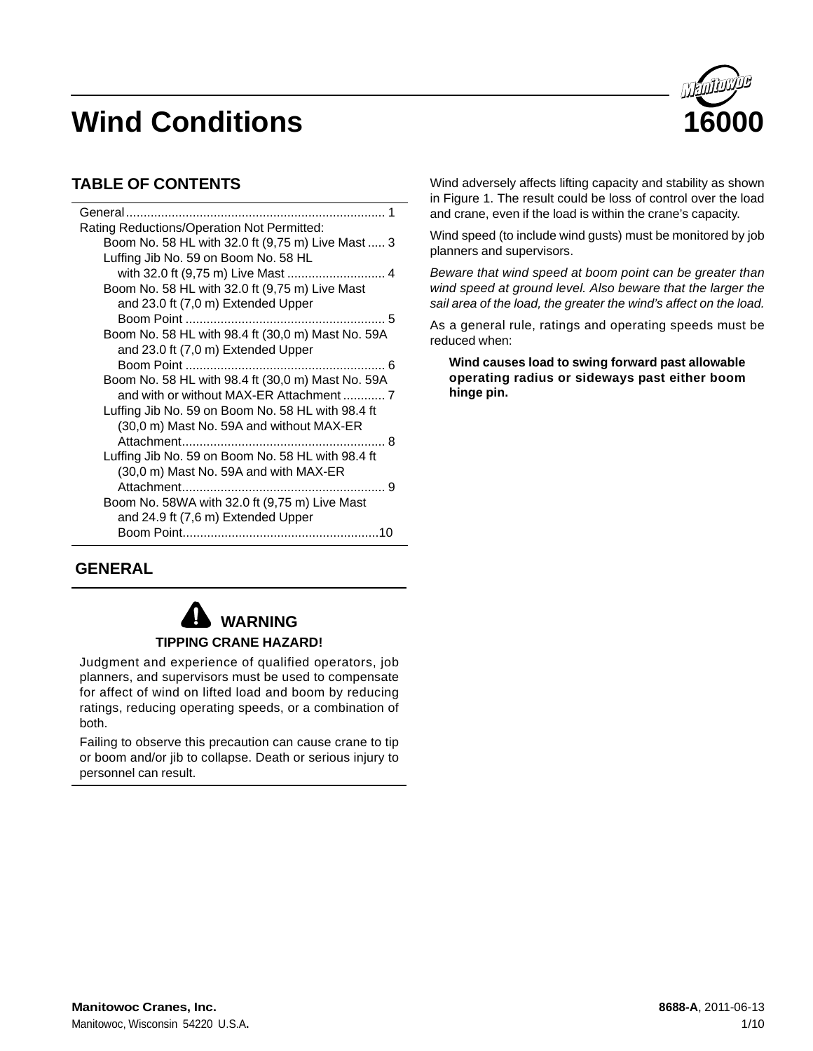# Wind Conditions

# 16000

## TABLE OF CONTENTS

General ........................................................................ 1
Rating Reductions/Operation Not Permitted:
- Boom No. 58 HL with 32.0 ft (9,75 m) Live Mast ..... 3
- Luffing Jib No. 59 on Boom No. 58 HL with 32.0 ft (9,75 m) Live Mast ............................ 4
- Boom No. 58 HL with 32.0 ft (9,75 m) Live Mast and 23.0 ft (7,0 m) Extended Upper Boom Point ......................................................... 5
- Boom No. 58 HL with 98.4 ft (30,0 m) Mast No. 59A and 23.0 ft (7,0 m) Extended Upper Boom Point ......................................................... 6
- Boom No. 58 HL with 98.4 ft (30,0 m) Mast No. 59A and with or without MAX-ER Attachment ............ 7
- Luffing Jib No. 59 on Boom No. 58 HL with 98.4 ft (30,0 m) Mast No. 59A and without MAX-ER Attachment.......................................................... 8
- Luffing Jib No. 59 on Boom No. 58 HL with 98.4 ft (30,0 m) Mast No. 59A and with MAX-ER Attachment.......................................................... 9
- Boom No. 58WA with 32.0 ft (9,75 m) Live Mast and 24.9 ft (7,6 m) Extended Upper Boom Point........................................................10

## GENERAL

**⚠ WARNING**

**TIPPING CRANE HAZARD!**

Judgment and experience of qualified operators, job planners, and supervisors must be used to compensate for affect of wind on lifted load and boom by reducing ratings, reducing operating speeds, or a combination of both.

Failing to observe this precaution can cause crane to tip or boom and/or jib to collapse. Death or serious injury to personnel can result.

Wind adversely affects lifting capacity and stability as shown in Figure 1. The result could be loss of control over the load and crane, even if the load is within the crane's capacity.

Wind speed (to include wind gusts) must be monitored by job planners and supervisors.

*Beware that wind speed at boom point can be greater than wind speed at ground level. Also beware that the larger the sail area of the load, the greater the wind's affect on the load.*

As a general rule, ratings and operating speeds must be reduced when:

**Wind causes load to swing forward past allowable operating radius or sideways past either boom hinge pin.**

**Manitowoc Cranes, Inc.**
Manitowoc, Wisconsin 54220 U.S.A.

**8688-A**, 2011-06-13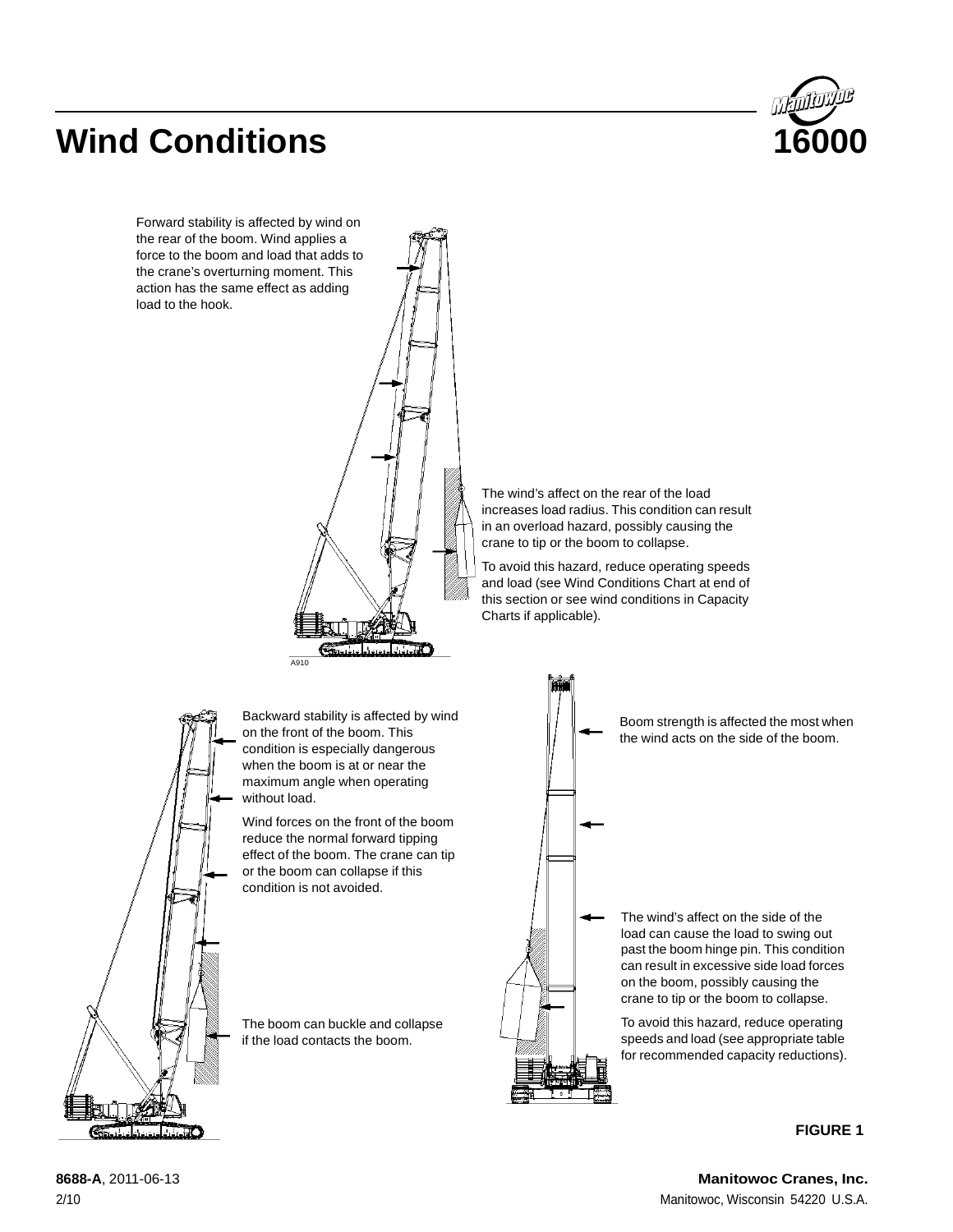# Wind Conditions

Forward stability is affected by wind on the rear of the boom. Wind applies a force to the boom and load that adds to the crane's overturning moment. This action has the same effect as adding load to the hook.

The wind's affect on the rear of the load increases load radius. This condition can result in an overload hazard, possibly causing the crane to tip or the boom to collapse.

To avoid this hazard, reduce operating speeds and load (see Wind Conditions Chart at end of this section or see wind conditions in Capacity Charts if applicable).

A910

Backward stability is affected by wind on the front of the boom. This condition is especially dangerous when the boom is at or near the maximum angle when operating without load.

Wind forces on the front of the boom reduce the normal forward tipping effect of the boom. The crane can tip or the boom can collapse if this condition is not avoided.

The boom can buckle and collapse if the load contacts the boom.

Boom strength is affected the most when the wind acts on the side of the boom.

The wind's affect on the side of the load can cause the load to swing out past the boom hinge pin. This condition can result in excessive side load forces on the boom, possibly causing the crane to tip or the boom to collapse.

To avoid this hazard, reduce operating speeds and load (see appropriate table for recommended capacity reductions).

**FIGURE 1**

**8688-A**, 2011-06-13
2/10

**Manitowoc Cranes, Inc.**
Manitowoc, Wisconsin 54220 U.S.A.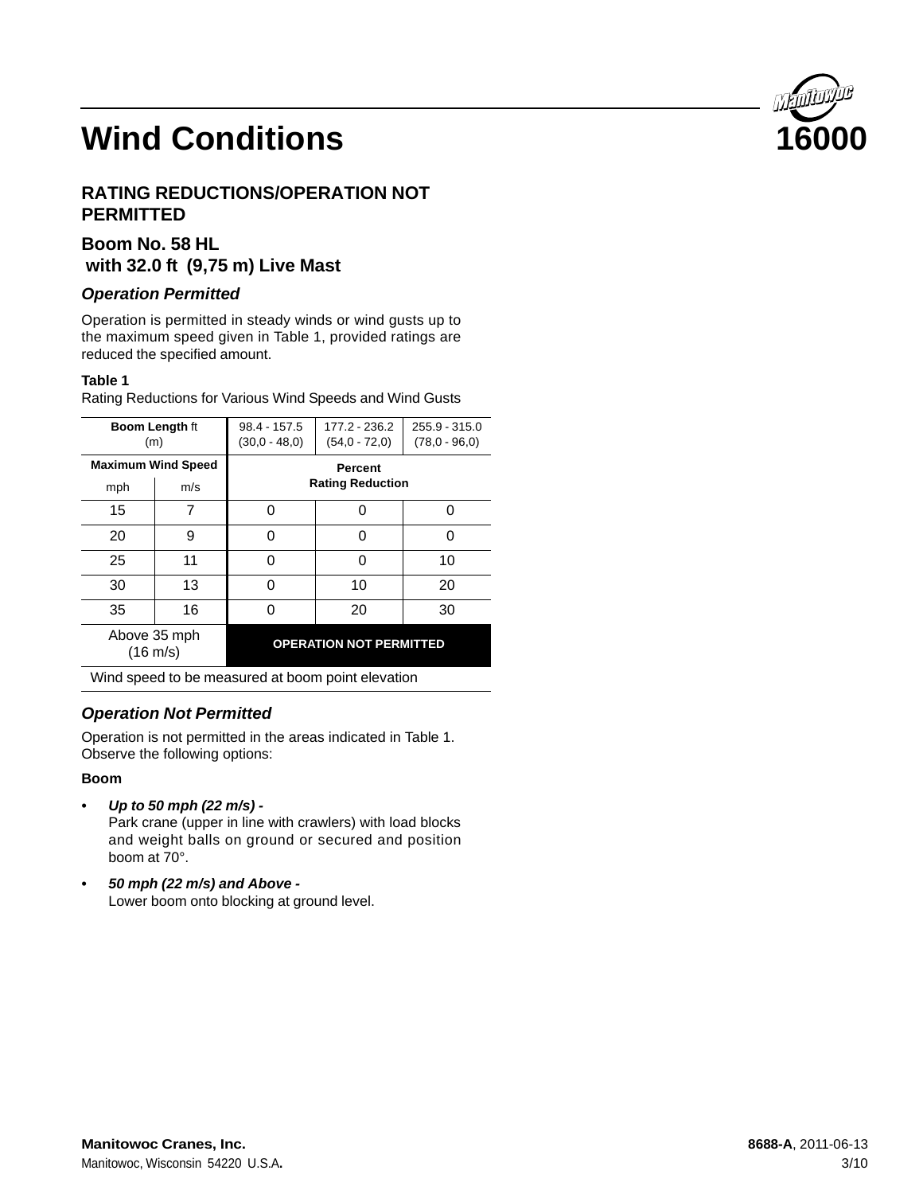# Wind Conditions

16000

## RATING REDUCTIONS/OPERATION NOT PERMITTED

### Boom No. 58 HL with 32.0 ft (9,75 m) Live Mast

#### *Operation Permitted*

Operation is permitted in steady winds or wind gusts up to the maximum speed given in Table 1, provided ratings are reduced the specified amount.

**Table 1**
Rating Reductions for Various Wind Speeds and Wind Gusts

| **Boom Length** ft (m) | | 98.4 - 157.5 (30,0 - 48,0) | 177.2 - 236.2 (54,0 - 72,0) | 255.9 - 315.0 (78,0 - 96,0) |
|---|---|---|---|---|
| **Maximum Wind Speed** | | **Percent Rating Reduction** | | |
| mph | m/s | | | |
| 15 | 7 | 0 | 0 | 0 |
| 20 | 9 | 0 | 0 | 0 |
| 25 | 11 | 0 | 0 | 10 |
| 30 | 13 | 0 | 10 | 20 |
| 35 | 16 | 0 | 20 | 30 |
| Above 35 mph (16 m/s) | | **OPERATION NOT PERMITTED** | | |

Wind speed to be measured at boom point elevation

#### *Operation Not Permitted*

Operation is not permitted in the areas indicated in Table 1. Observe the following options:

**Boom**

- ***Up to 50 mph (22 m/s) -***
  Park crane (upper in line with crawlers) with load blocks and weight balls on ground or secured and position boom at 70°.
- ***50 mph (22 m/s) and Above -***
  Lower boom onto blocking at ground level.

**Manitowoc Cranes, Inc.**
Manitowoc, Wisconsin 54220 U.S.A.

**8688-A**, 2011-06-13
3/10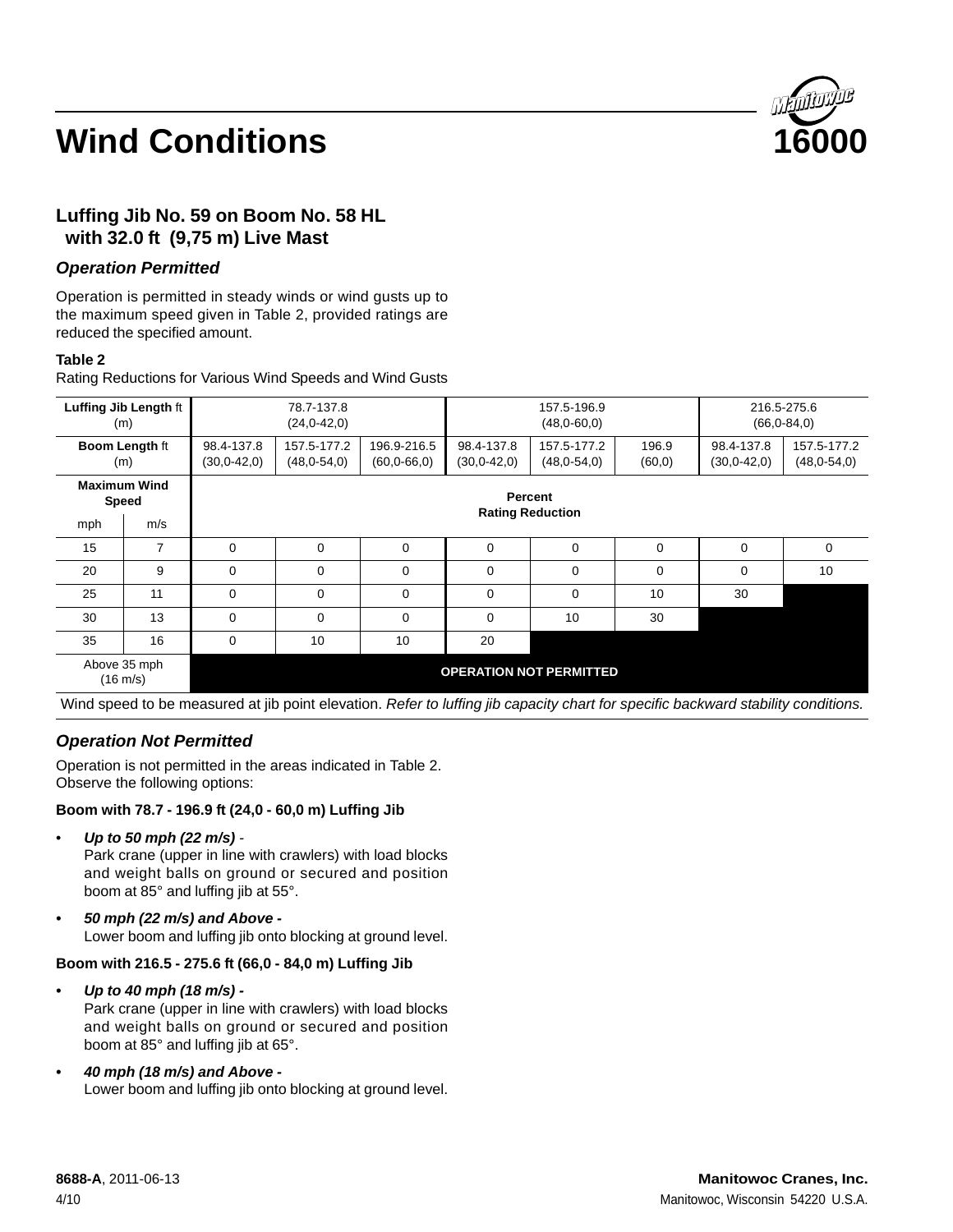# Wind Conditions

16000

## Luffing Jib No. 59 on Boom No. 58 HL with 32.0 ft (9,75 m) Live Mast

### *Operation Permitted*

Operation is permitted in steady winds or wind gusts up to the maximum speed given in Table 2, provided ratings are reduced the specified amount.

**Table 2**

Rating Reductions for Various Wind Speeds and Wind Gusts

| **Luffing Jib Length** ft (m) | | 78.7-137.8 (24,0-42,0) | | | 157.5-196.9 (48,0-60,0) | | | 216.5-275.6 (66,0-84,0) | |
|---|---|---|---|---|---|---|---|---|---|
| **Boom Length** ft (m) | | 98.4-137.8 (30,0-42,0) | 157.5-177.2 (48,0-54,0) | 196.9-216.5 (60,0-66,0) | 98.4-137.8 (30,0-42,0) | 157.5-177.2 (48,0-54,0) | 196.9 (60,0) | 98.4-137.8 (30,0-42,0) | 157.5-177.2 (48,0-54,0) |
| **Maximum Wind Speed** | | **Percent Rating Reduction** | | | | | | | |
| mph | m/s | | | | | | | | |
| 15 | 7 | 0 | 0 | 0 | 0 | 0 | 0 | 0 | 0 |
| 20 | 9 | 0 | 0 | 0 | 0 | 0 | 0 | 0 | 10 |
| 25 | 11 | 0 | 0 | 0 | 0 | 0 | 10 | 30 | |
| 30 | 13 | 0 | 0 | 0 | 0 | 10 | 30 | | |
| 35 | 16 | 0 | 10 | 10 | 20 | | | | |
| Above 35 mph (16 m/s) | | **OPERATION NOT PERMITTED** | | | | | | | |

Wind speed to be measured at jib point elevation. *Refer to luffing jib capacity chart for specific backward stability conditions.*

### *Operation Not Permitted*

Operation is not permitted in the areas indicated in Table 2. Observe the following options:

**Boom with 78.7 - 196.9 ft (24,0 - 60,0 m) Luffing Jib**

- ***Up to 50 mph (22 m/s)*** - Park crane (upper in line with crawlers) with load blocks and weight balls on ground or secured and position boom at 85° and luffing jib at 55°.
- ***50 mph (22 m/s) and Above -*** Lower boom and luffing jib onto blocking at ground level.

**Boom with 216.5 - 275.6 ft (66,0 - 84,0 m) Luffing Jib**

- ***Up to 40 mph (18 m/s) -*** Park crane (upper in line with crawlers) with load blocks and weight balls on ground or secured and position boom at 85° and luffing jib at 65°.
- ***40 mph (18 m/s) and Above -*** Lower boom and luffing jib onto blocking at ground level.

**8688-A**, 2011-06-13

4/10

**Manitowoc Cranes, Inc.**

Manitowoc, Wisconsin 54220 U.S.A.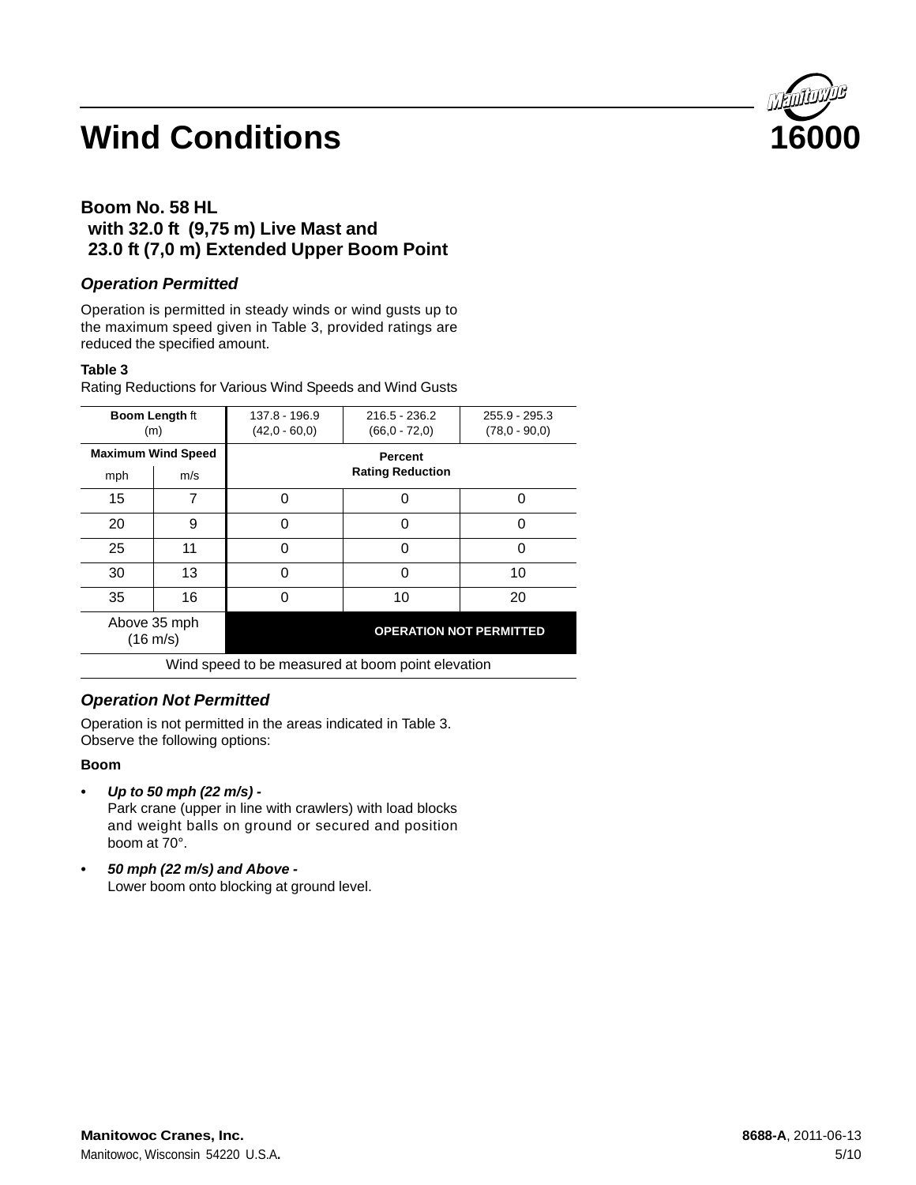# Wind Conditions 16000

## Boom No. 58 HL with 32.0 ft (9,75 m) Live Mast and 23.0 ft (7,0 m) Extended Upper Boom Point

### *Operation Permitted*

Operation is permitted in steady winds or wind gusts up to the maximum speed given in Table 3, provided ratings are reduced the specified amount.

**Table 3**
Rating Reductions for Various Wind Speeds and Wind Gusts

| **Boom Length** ft (m) | | 137.8 - 196.9 (42,0 - 60,0) | 216.5 - 236.2 (66,0 - 72,0) | 255.9 - 295.3 (78,0 - 90,0) |
|---|---|---|---|---|
| **Maximum Wind Speed** | | **Percent Rating Reduction** | | |
| mph | m/s | | | |
| 15 | 7 | 0 | 0 | 0 |
| 20 | 9 | 0 | 0 | 0 |
| 25 | 11 | 0 | 0 | 0 |
| 30 | 13 | 0 | 0 | 10 |
| 35 | 16 | 0 | 10 | 20 |
| Above 35 mph (16 m/s) | | **OPERATION NOT PERMITTED** | | |

Wind speed to be measured at boom point elevation

### *Operation Not Permitted*

Operation is not permitted in the areas indicated in Table 3. Observe the following options:

**Boom**

- ***Up to 50 mph (22 m/s) -***
  Park crane (upper in line with crawlers) with load blocks and weight balls on ground or secured and position boom at 70°.
- ***50 mph (22 m/s) and Above -***
  Lower boom onto blocking at ground level.

**Manitowoc Cranes, Inc.**
Manitowoc, Wisconsin 54220 U.S.A.

**8688-A**, 2011-06-13
5/10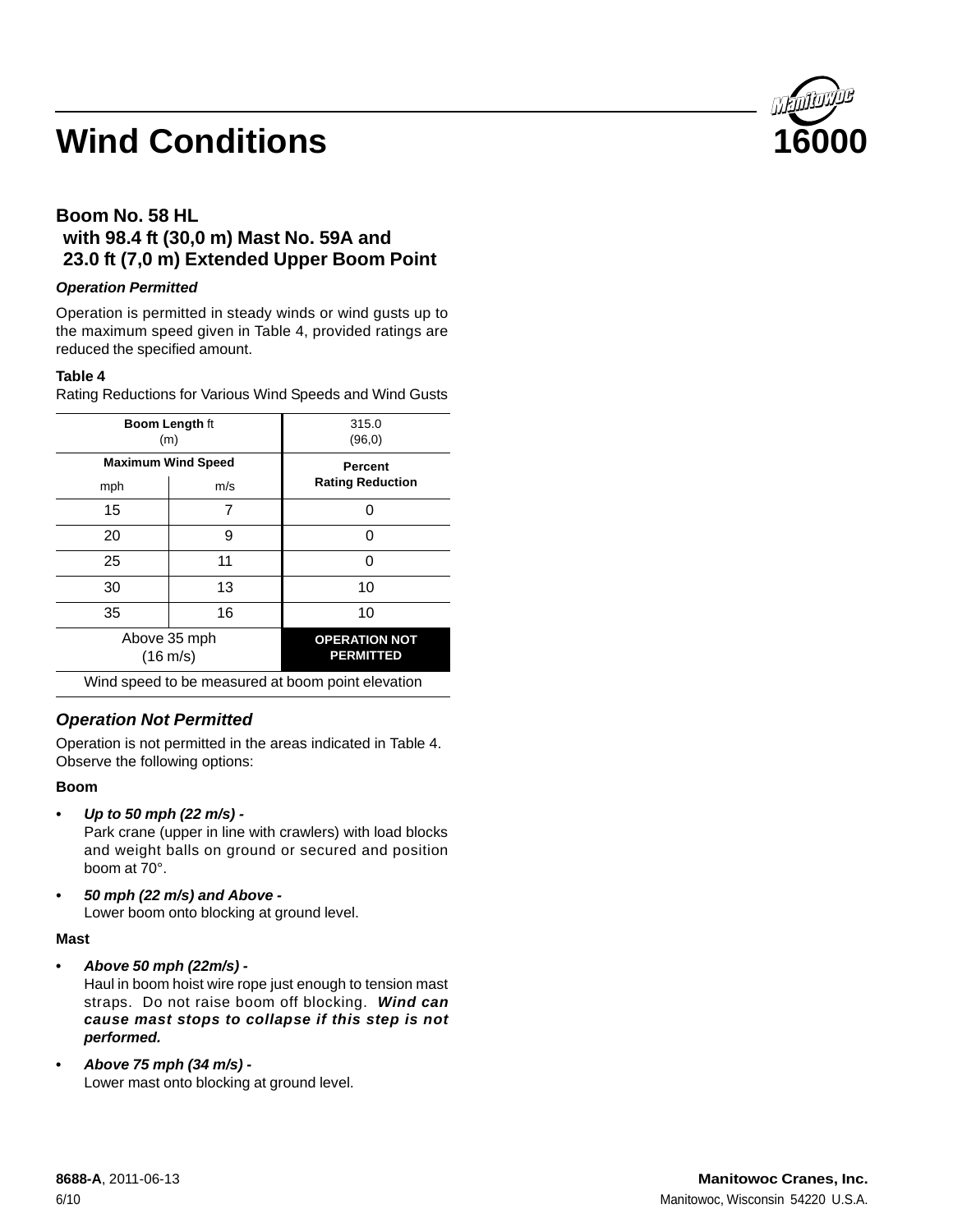# Wind Conditions

# 16000

## Boom No. 58 HL with 98.4 ft (30,0 m) Mast No. 59A and 23.0 ft (7,0 m) Extended Upper Boom Point

### *Operation Permitted*

Operation is permitted in steady winds or wind gusts up to the maximum speed given in Table 4, provided ratings are reduced the specified amount.

**Table 4**
Rating Reductions for Various Wind Speeds and Wind Gusts

| **Boom Length** ft (m) | | 315.0 (96,0) |
|---|---|---|
| **Maximum Wind Speed** | | **Percent Rating Reduction** |
| mph | m/s | |
| 15 | 7 | 0 |
| 20 | 9 | 0 |
| 25 | 11 | 0 |
| 30 | 13 | 10 |
| 35 | 16 | 10 |
| Above 35 mph (16 m/s) | | **OPERATION NOT PERMITTED** |
| Wind speed to be measured at boom point elevation | | |

### *Operation Not Permitted*

Operation is not permitted in the areas indicated in Table 4. Observe the following options:

**Boom**

- ***Up to 50 mph (22 m/s) -***
  Park crane (upper in line with crawlers) with load blocks and weight balls on ground or secured and position boom at 70°.
- ***50 mph (22 m/s) and Above -***
  Lower boom onto blocking at ground level.

**Mast**

- ***Above 50 mph (22m/s) -***
  Haul in boom hoist wire rope just enough to tension mast straps. Do not raise boom off blocking. ***Wind can cause mast stops to collapse if this step is not performed.***
- ***Above 75 mph (34 m/s) -***
  Lower mast onto blocking at ground level.

**8688-A**, 2011-06-13
6/10

**Manitowoc Cranes, Inc.**
Manitowoc, Wisconsin 54220 U.S.A.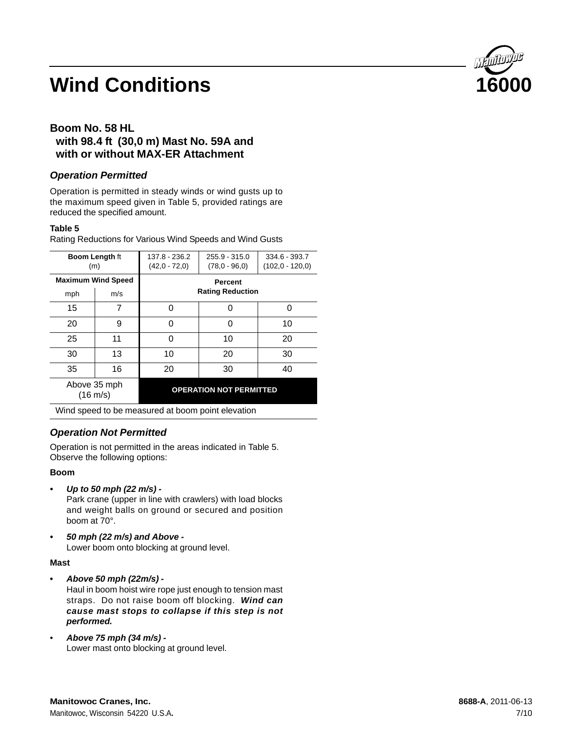# Wind Conditions

**16000**

## Boom No. 58 HL with 98.4 ft (30,0 m) Mast No. 59A and with or without MAX-ER Attachment

### *Operation Permitted*

Operation is permitted in steady winds or wind gusts up to the maximum speed given in Table 5, provided ratings are reduced the specified amount.

**Table 5**
Rating Reductions for Various Wind Speeds and Wind Gusts

| **Boom Length** ft (m) | | 137.8 - 236.2 (42,0 - 72,0) | 255.9 - 315.0 (78,0 - 96,0) | 334.6 - 393.7 (102,0 - 120,0) |
|---|---|---|---|---|
| **Maximum Wind Speed** | | **Percent Rating Reduction** | | |
| mph | m/s | | | |
| 15 | 7 | 0 | 0 | 0 |
| 20 | 9 | 0 | 0 | 10 |
| 25 | 11 | 0 | 10 | 20 |
| 30 | 13 | 10 | 20 | 30 |
| 35 | 16 | 20 | 30 | 40 |
| Above 35 mph (16 m/s) | | **OPERATION NOT PERMITTED** | | |

Wind speed to be measured at boom point elevation

### *Operation Not Permitted*

Operation is not permitted in the areas indicated in Table 5. Observe the following options:

**Boom**

- ***Up to 50 mph (22 m/s) -***
  Park crane (upper in line with crawlers) with load blocks and weight balls on ground or secured and position boom at 70°.
- ***50 mph (22 m/s) and Above -***
  Lower boom onto blocking at ground level.

**Mast**

- ***Above 50 mph (22m/s) -***
  Haul in boom hoist wire rope just enough to tension mast straps. Do not raise boom off blocking. ***Wind can cause mast stops to collapse if this step is not performed.***
- ***Above 75 mph (34 m/s) -***
  Lower mast onto blocking at ground level.

**Manitowoc Cranes, Inc.**
Manitowoc, Wisconsin 54220 U.S.A.

**8688-A**, 2011-06-13
7/10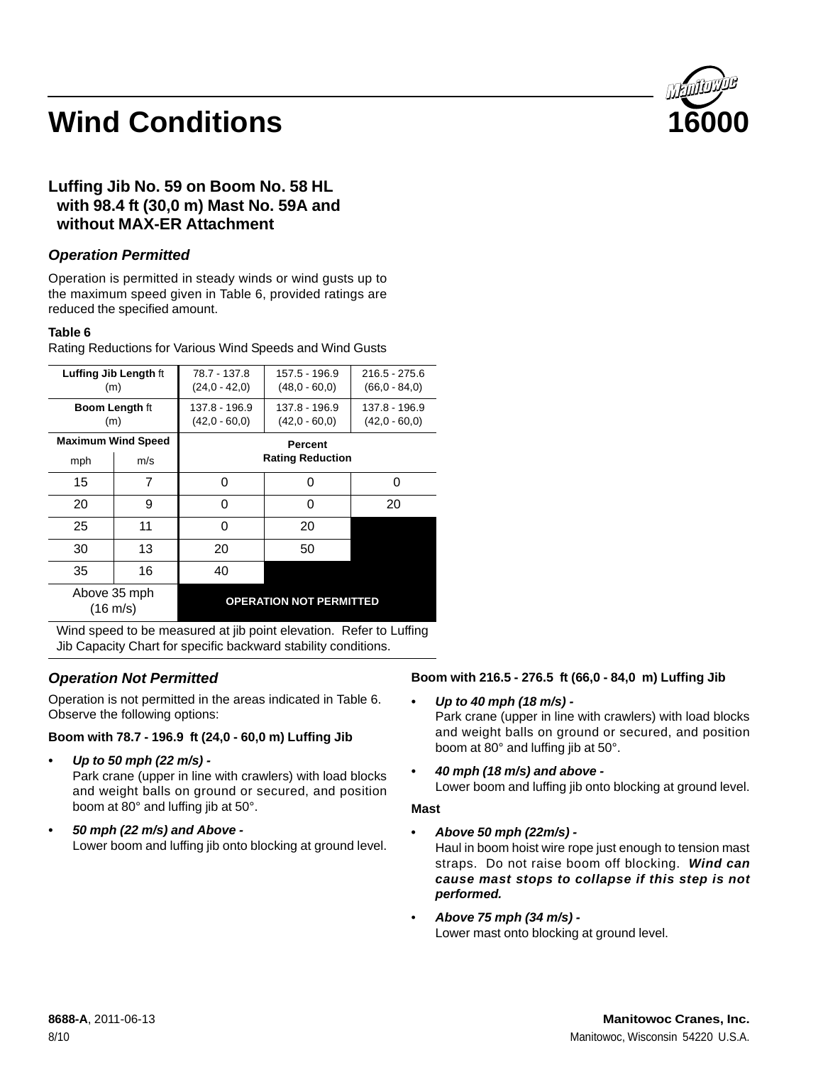# Wind Conditions

16000

## Luffing Jib No. 59 on Boom No. 58 HL with 98.4 ft (30,0 m) Mast No. 59A and without MAX-ER Attachment

### *Operation Permitted*

Operation is permitted in steady winds or wind gusts up to the maximum speed given in Table 6, provided ratings are reduced the specified amount.

**Table 6**
Rating Reductions for Various Wind Speeds and Wind Gusts

| **Luffing Jib Length** ft (m) | | 78.7 - 137.8 (24,0 - 42,0) | 157.5 - 196.9 (48,0 - 60,0) | 216.5 - 275.6 (66,0 - 84,0) |
|---|---|---|---|---|
| **Boom Length** ft (m) | | 137.8 - 196.9 (42,0 - 60,0) | 137.8 - 196.9 (42,0 - 60,0) | 137.8 - 196.9 (42,0 - 60,0) |
| **Maximum Wind Speed** | | **Percent Rating Reduction** | | |
| mph | m/s | | | |
| 15 | 7 | 0 | 0 | 0 |
| 20 | 9 | 0 | 0 | 20 |
| 25 | 11 | 0 | 20 | |
| 30 | 13 | 20 | 50 | |
| 35 | 16 | 40 | | |
| Above 35 mph (16 m/s) | | **OPERATION NOT PERMITTED** | | |

Wind speed to be measured at jib point elevation. Refer to Luffing Jib Capacity Chart for specific backward stability conditions.

### *Operation Not Permitted*

Operation is not permitted in the areas indicated in Table 6. Observe the following options:

**Boom with 78.7 - 196.9 ft (24,0 - 60,0 m) Luffing Jib**

- ***Up to 50 mph (22 m/s) -***
  Park crane (upper in line with crawlers) with load blocks and weight balls on ground or secured, and position boom at 80° and luffing jib at 50°.
- ***50 mph (22 m/s) and Above -***
  Lower boom and luffing jib onto blocking at ground level.

**Boom with 216.5 - 276.5 ft (66,0 - 84,0 m) Luffing Jib**

- ***Up to 40 mph (18 m/s) -***
  Park crane (upper in line with crawlers) with load blocks and weight balls on ground or secured, and position boom at 80° and luffing jib at 50°.
- ***40 mph (18 m/s) and above -***
  Lower boom and luffing jib onto blocking at ground level.

**Mast**

- ***Above 50 mph (22m/s) -***
  Haul in boom hoist wire rope just enough to tension mast straps. Do not raise boom off blocking. ***Wind can cause mast stops to collapse if this step is not performed.***
- ***Above 75 mph (34 m/s) -***
  Lower mast onto blocking at ground level.

**8688-A**, 2011-06-13
8/10

**Manitowoc Cranes, Inc.**
Manitowoc, Wisconsin 54220 U.S.A.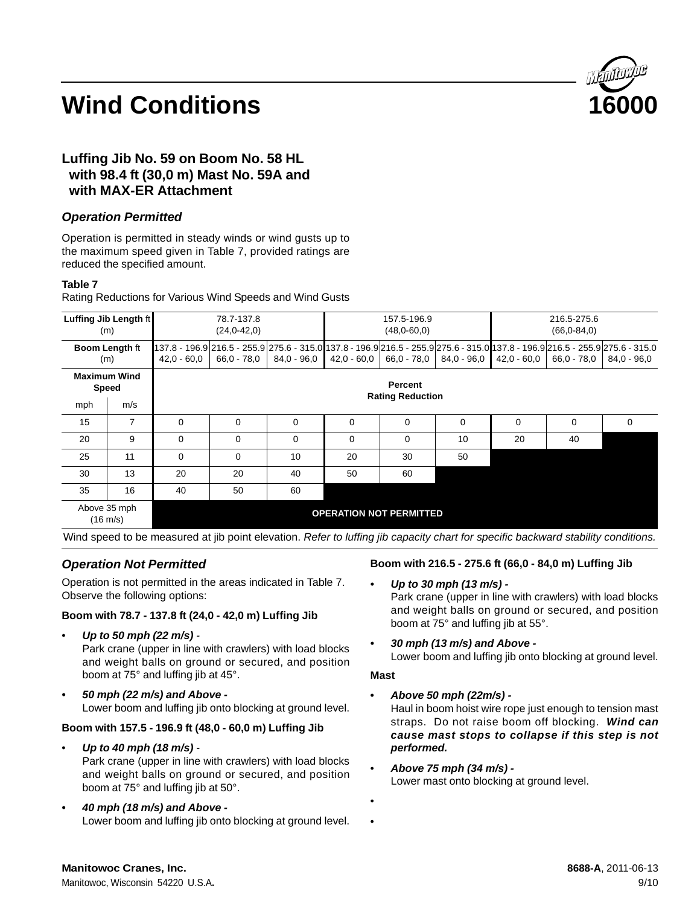# Wind Conditions

**16000**

## Luffing Jib No. 59 on Boom No. 58 HL with 98.4 ft (30,0 m) Mast No. 59A and with MAX-ER Attachment

### *Operation Permitted*

Operation is permitted in steady winds or wind gusts up to the maximum speed given in Table 7, provided ratings are reduced the specified amount.

**Table 7**
Rating Reductions for Various Wind Speeds and Wind Gusts

| **Luffing Jib Length** ft (m) | | 78.7-137.8 (24,0-42,0) | | | 157.5-196.9 (48,0-60,0) | | | 216.5-275.6 (66,0-84,0) | | |
|---|---|---|---|---|---|---|---|---|---|---|
| **Boom Length** ft (m) | | 137.8 - 196.9 42,0 - 60,0 | 216.5 - 255.9 66,0 - 78,0 | 275.6 - 315.0 84,0 - 96,0 | 137.8 - 196.9 42,0 - 60,0 | 216.5 - 255.9 66,0 - 78,0 | 275.6 - 315.0 84,0 - 96,0 | 137.8 - 196.9 42,0 - 60,0 | 216.5 - 255.9 66,0 - 78,0 | 275.6 - 315.0 84,0 - 96,0 |
| **Maximum Wind Speed** | | **Percent Rating Reduction** | | | | | | | | |
| mph | m/s | | | | | | | | | |
| 15 | 7 | 0 | 0 | 0 | 0 | 0 | 0 | 0 | 0 | 0 |
| 20 | 9 | 0 | 0 | 0 | 0 | 0 | 10 | 20 | 40 | |
| 25 | 11 | 0 | 0 | 10 | 20 | 30 | 50 | | | |
| 30 | 13 | 20 | 20 | 40 | 50 | 60 | | | | |
| 35 | 16 | 40 | 50 | 60 | | | | | | |
| Above 35 mph (16 m/s) | | **OPERATION NOT PERMITTED** | | | | | | | | |

Wind speed to be measured at jib point elevation. *Refer to luffing jib capacity chart for specific backward stability conditions.*

### *Operation Not Permitted*

Operation is not permitted in the areas indicated in Table 7. Observe the following options:

**Boom with 78.7 - 137.8 ft (24,0 - 42,0 m) Luffing Jib**

- ***Up to 50 mph (22 m/s)*** -
  Park crane (upper in line with crawlers) with load blocks and weight balls on ground or secured, and position boom at 75° and luffing jib at 45°.
- ***50 mph (22 m/s) and Above -***
  Lower boom and luffing jib onto blocking at ground level.

**Boom with 157.5 - 196.9 ft (48,0 - 60,0 m) Luffing Jib**

- ***Up to 40 mph (18 m/s)*** -
  Park crane (upper in line with crawlers) with load blocks and weight balls on ground or secured, and position boom at 75° and luffing jib at 50°.
- ***40 mph (18 m/s) and Above -***
  Lower boom and luffing jib onto blocking at ground level.

**Boom with 216.5 - 275.6 ft (66,0 - 84,0 m) Luffing Jib**

- ***Up to 30 mph (13 m/s) -***
  Park crane (upper in line with crawlers) with load blocks and weight balls on ground or secured, and position boom at 75° and luffing jib at 55°.
- ***30 mph (13 m/s) and Above -***
  Lower boom and luffing jib onto blocking at ground level.

**Mast**

- ***Above 50 mph (22m/s) -***
  Haul in boom hoist wire rope just enough to tension mast straps. Do not raise boom off blocking. ***Wind can cause mast stops to collapse if this step is not performed.***
- ***Above 75 mph (34 m/s) -***
  Lower mast onto blocking at ground level.
- 
- 

**Manitowoc Cranes, Inc.**
Manitowoc, Wisconsin 54220 U.S.A.

**8688-A**, 2011-06-13
9/10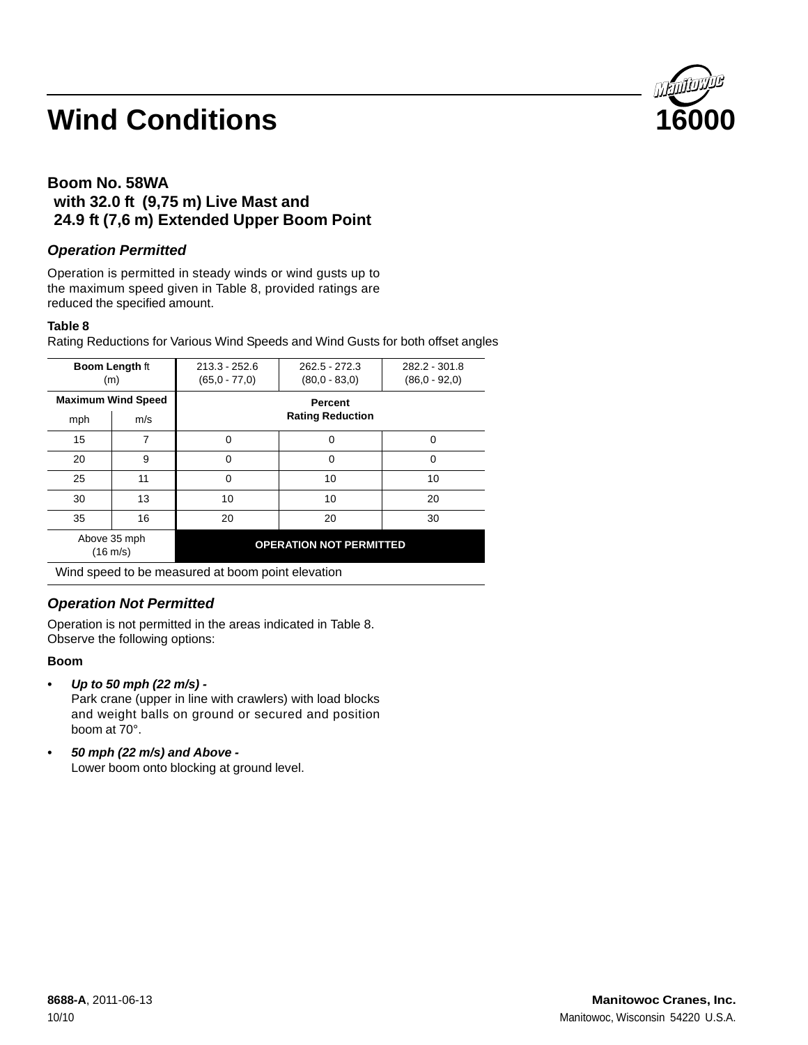# Wind Conditions

## Boom No. 58WA with 32.0 ft (9,75 m) Live Mast and 24.9 ft (7,6 m) Extended Upper Boom Point

### *Operation Permitted*

Operation is permitted in steady winds or wind gusts up to the maximum speed given in Table 8, provided ratings are reduced the specified amount.

**Table 8**
Rating Reductions for Various Wind Speeds and Wind Gusts for both offset angles

| **Boom Length** ft (m) | | 213.3 - 252.6 (65,0 - 77,0) | 262.5 - 272.3 (80,0 - 83,0) | 282.2 - 301.8 (86,0 - 92,0) |
|---|---|---|---|---|
| **Maximum Wind Speed** | | **Percent Rating Reduction** | | |
| mph | m/s | | | |
| 15 | 7 | 0 | 0 | 0 |
| 20 | 9 | 0 | 0 | 0 |
| 25 | 11 | 0 | 10 | 10 |
| 30 | 13 | 10 | 10 | 20 |
| 35 | 16 | 20 | 20 | 30 |
| Above 35 mph (16 m/s) | | **OPERATION NOT PERMITTED** | | |

Wind speed to be measured at boom point elevation

### *Operation Not Permitted*

Operation is not permitted in the areas indicated in Table 8. Observe the following options:

**Boom**

- ***Up to 50 mph (22 m/s) -***
  Park crane (upper in line with crawlers) with load blocks and weight balls on ground or secured and position boom at 70°.
- ***50 mph (22 m/s) and Above -***
  Lower boom onto blocking at ground level.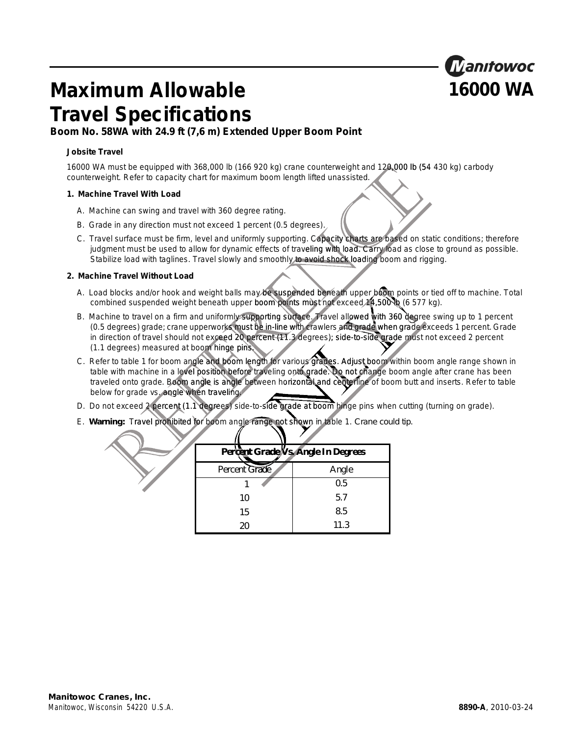# Maximum Allowable Travel Specifications

**Manitowoc 16000 WA**

### Boom No. 58WA with 24.9 ft (7,6 m) Extended Upper Boom Point

**Jobsite Travel**

16000 WA must be equipped with 368,000 lb (166 920 kg) crane counterweight and 120,000 lb (54 430 kg) carbody counterweight. Refer to capacity chart for maximum boom length lifted unassisted.

**1. Machine Travel With Load**

A. Machine can swing and travel with 360 degree rating.

B. Grade in any direction must not exceed 1 percent (0.5 degrees).

C. Travel surface must be firm, level and uniformly supporting. Capacity charts are based on static conditions; therefore judgment must be used to allow for dynamic effects of traveling with load. Carry load as close to ground as possible. Stabilize load with taglines. Travel slowly and smoothly to avoid shock loading boom and rigging.

**2. Machine Travel Without Load**

A. Load blocks and/or hook and weight balls may be suspended beneath upper boom points or tied off to machine. Total combined suspended weight beneath upper boom points must not exceed 14,500 lb (6 577 kg).

B. Machine to travel on a firm and uniformly supporting surface. Travel allowed with 360 degree swing up to 1 percent (0.5 degrees) grade; crane upperworks must be in-line with crawlers and grade when grade exceeds 1 percent. Grade in direction of travel should not exceed 20 percent (11.3 degrees); side-to-side grade must not exceed 2 percent (1.1 degrees) measured at boom hinge pins.

C. Refer to table 1 for boom angle and boom length for various grades. Adjust boom within boom angle range shown in table with machine in a level position before traveling onto grade. Do not change boom angle after crane has been traveled onto grade. Boom angle is angle between horizontal and centerline of boom butt and inserts. Refer to table below for grade vs. angle when traveling.

D. Do not exceed 2 percent (1.1 degrees) side-to-side grade at boom hinge pins when cutting (turning on grade).

E. **Warning:** Travel prohibited for boom angle range not shown in table 1. Crane could tip.

| Percent Grade Vs. Angle In Degrees | |
|---|---|
| Percent Grade | Angle |
| 1 | 0.5 |
| 10 | 5.7 |
| 15 | 8.5 |
| 20 | 11.3 |

**Manitowoc Cranes, Inc.**
Manitowoc, Wisconsin 54220 U.S.A.

**8890-A**, 2010-03-24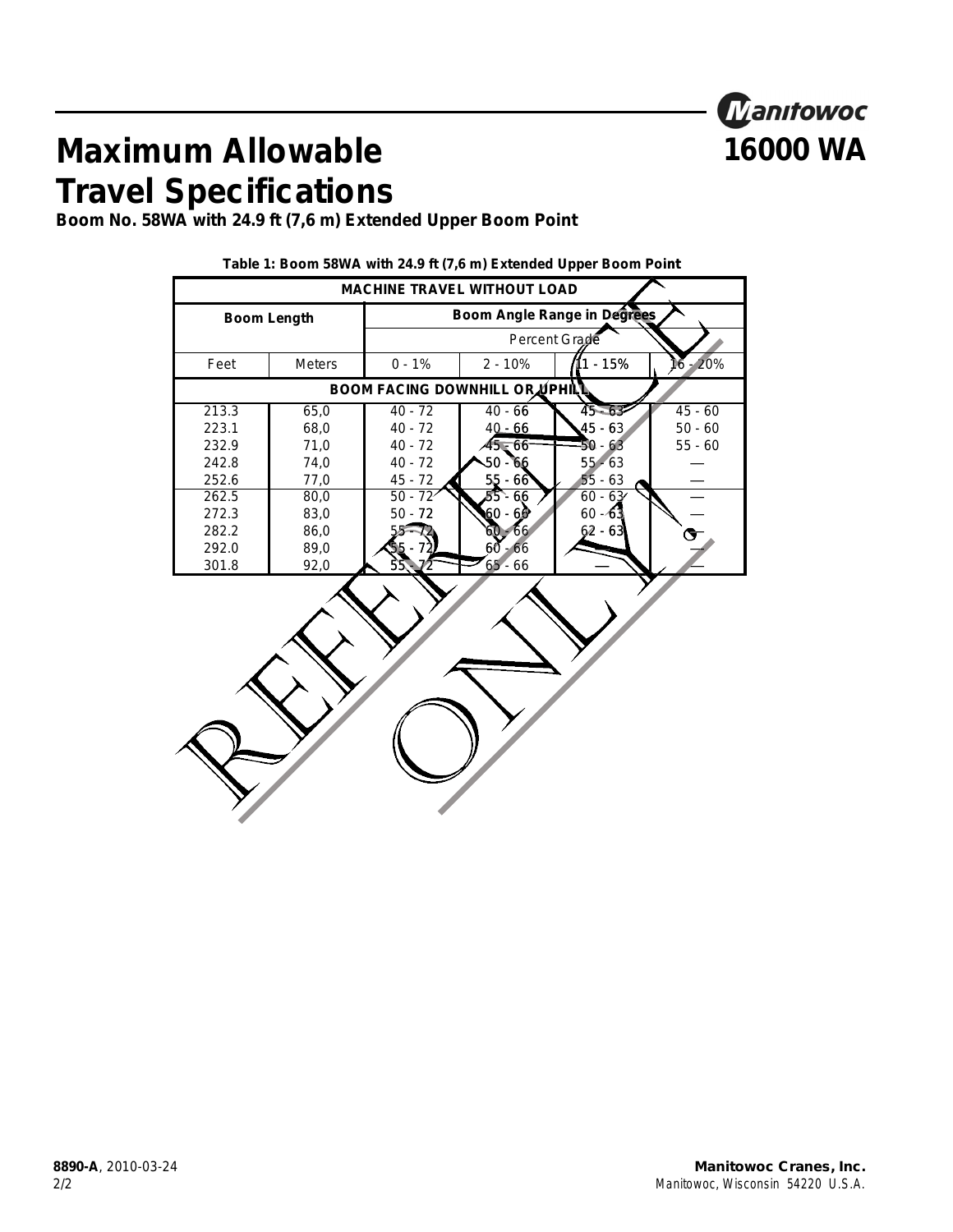Manitowoc

16000 WA

# Maximum Allowable Travel Specifications

**Boom No. 58WA with 24.9 ft (7,6 m) Extended Upper Boom Point**

**Table 1: Boom 58WA with 24.9 ft (7,6 m) Extended Upper Boom Point**

| MACHINE TRAVEL WITHOUT LOAD | | | | | |
|---|---|---|---|---|---|
| Boom Length | | Boom Angle Range in Degrees | | | |
| | | Percent Grade | | | |
| Feet | Meters | 0 - 1% | 2 - 10% | 11 - 15% | 16 - 20% |
| BOOM FACING DOWNHILL OR UPHILL | | | | | |
| 213.3 | 65,0 | 40 - 72 | 40 - 66 | 45 - 63 | 45 - 60 |
| 223.1 | 68,0 | 40 - 72 | 40 - 66 | 45 - 63 | 50 - 60 |
| 232.9 | 71,0 | 40 - 72 | 45 - 66 | 50 - 63 | 55 - 60 |
| 242.8 | 74,0 | 40 - 72 | 50 - 66 | 55 - 63 | — |
| 252.6 | 77,0 | 45 - 72 | 55 - 66 | 55 - 63 | — |
| 262.5 | 80,0 | 50 - 72 | 55 - 66 | 60 - 63 | — |
| 272.3 | 83,0 | 50 - 72 | 60 - 66 | 60 - 63 | — |
| 282.2 | 86,0 | 55 - 72 | 60 - 66 | 62 - 63 | — |
| 292.0 | 89,0 | 55 - 72 | 60 - 66 | — | — |
| 301.8 | 92,0 | 55 - 72 | 65 - 66 | — | — |

REFERENCE ONLY

**8890-A**, 2010-03-24

**Manitowoc Cranes, Inc.**
Manitowoc, Wisconsin 54220 U.S.A.